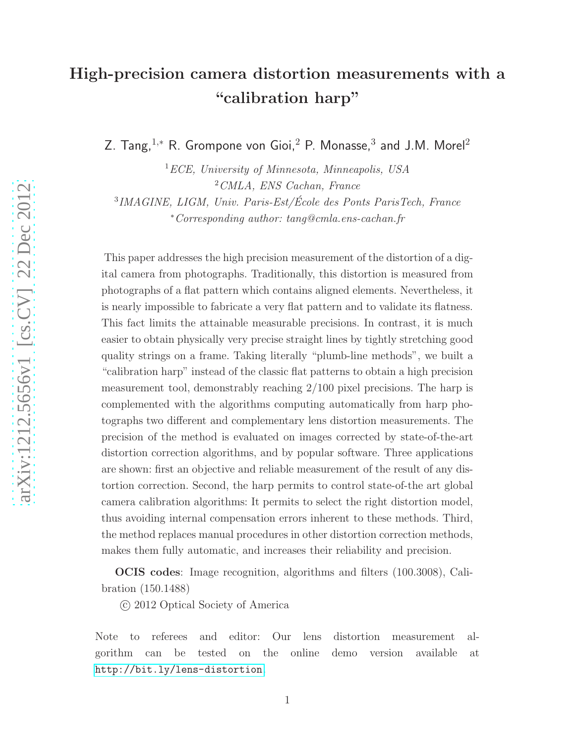# High-precision camera distortion measurements with a "calibration harp"

Z. Tang,[1,*] R. Grompone von Gioi,[2] P. Monasse,[3] and J.M. Morel[2]

[1] *ECE, University of Minnesota, Minneapolis, USA*

[2] *CMLA, ENS Cachan, France*

[3] *IMAGINE, LIGM, Univ. Paris-Est/École des Ponts ParisTech, France*

[*] *Corresponding author: tang@cmla.ens-cachan.fr*

This paper addresses the high precision measurement of the distortion of a digital camera from photographs. Traditionally, this distortion is measured from photographs of a flat pattern which contains aligned elements. Nevertheless, it is nearly impossible to fabricate a very flat pattern and to validate its flatness. This fact limits the attainable measurable precisions. In contrast, it is much easier to obtain physically very precise straight lines by tightly stretching good quality strings on a frame. Taking literally "plumb-line methods", we built a "calibration harp" instead of the classic flat patterns to obtain a high precision measurement tool, demonstrably reaching 2/100 pixel precisions. The harp is complemented with the algorithms computing automatically from harp photographs two different and complementary lens distortion measurements. The precision of the method is evaluated on images corrected by state-of-the-art distortion correction algorithms, and by popular software. Three applications are shown: first an objective and reliable measurement of the result of any distortion correction. Second, the harp permits to control state-of-the art global camera calibration algorithms: It permits to select the right distortion model, thus avoiding internal compensation errors inherent to these methods. Third, the method replaces manual procedures in other distortion correction methods, makes them fully automatic, and increases their reliability and precision.

**OCIS codes**: Image recognition, algorithms and filters (100.3008), Calibration (150.1488)

© 2012 Optical Society of America

Note to referees and editor: Our lens distortion measurement algorithm can be tested on the online demo version available at http://bit.ly/lens-distortion.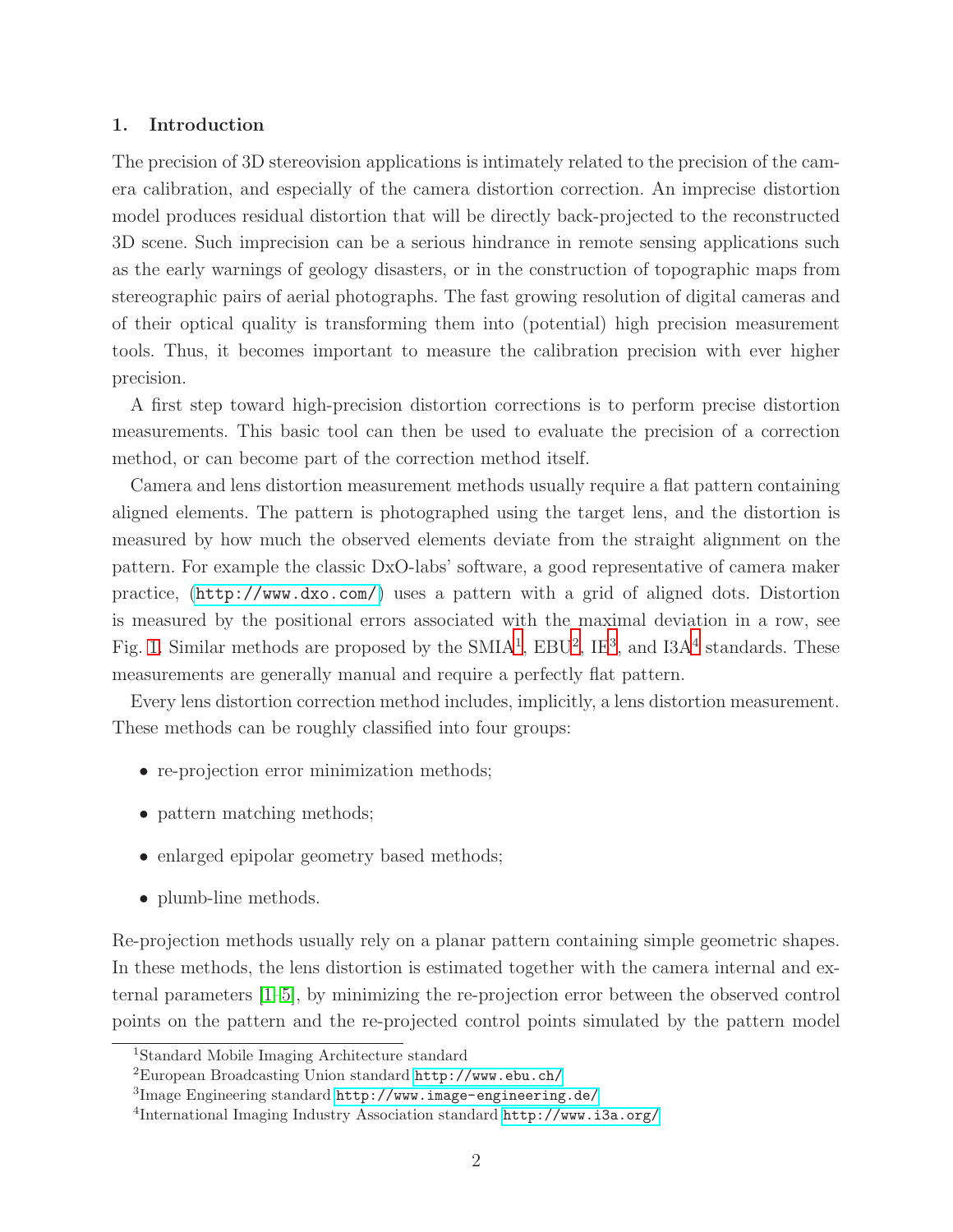## 1. Introduction

The precision of 3D stereovision applications is intimately related to the precision of the camera calibration, and especially of the camera distortion correction. An imprecise distortion model produces residual distortion that will be directly back-projected to the reconstructed 3D scene. Such imprecision can be a serious hindrance in remote sensing applications such as the early warnings of geology disasters, or in the construction of topographic maps from stereographic pairs of aerial photographs. The fast growing resolution of digital cameras and of their optical quality is transforming them into (potential) high precision measurement tools. Thus, it becomes important to measure the calibration precision with ever higher precision.

A first step toward high-precision distortion corrections is to perform precise distortion measurements. This basic tool can then be used to evaluate the precision of a correction method, or can become part of the correction method itself.

Camera and lens distortion measurement methods usually require a flat pattern containing aligned elements. The pattern is photographed using the target lens, and the distortion is measured by how much the observed elements deviate from the straight alignment on the pattern. For example the classic DxO-labs' software, a good representative of camera maker practice, (`http://www.dxo.com/`) uses a pattern with a grid of aligned dots. Distortion is measured by the positional errors associated with the maximal deviation in a row, see Fig. 1. Similar methods are proposed by the SMIA[1], EBU[2], IE[3], and I3A[4] standards. These measurements are generally manual and require a perfectly flat pattern.

Every lens distortion correction method includes, implicitly, a lens distortion measurement. These methods can be roughly classified into four groups:

- re-projection error minimization methods;
- pattern matching methods;
- enlarged epipolar geometry based methods;
- plumb-line methods.

Re-projection methods usually rely on a planar pattern containing simple geometric shapes. In these methods, the lens distortion is estimated together with the camera internal and external parameters [1–5], by minimizing the re-projection error between the observed control points on the pattern and the re-projected control points simulated by the pattern model

[1]Standard Mobile Imaging Architecture standard

[2]European Broadcasting Union standard `http://www.ebu.ch/`

[3]Image Engineering standard `http://www.image-engineering.de/`

[4]International Imaging Industry Association standard `http://www.i3a.org/`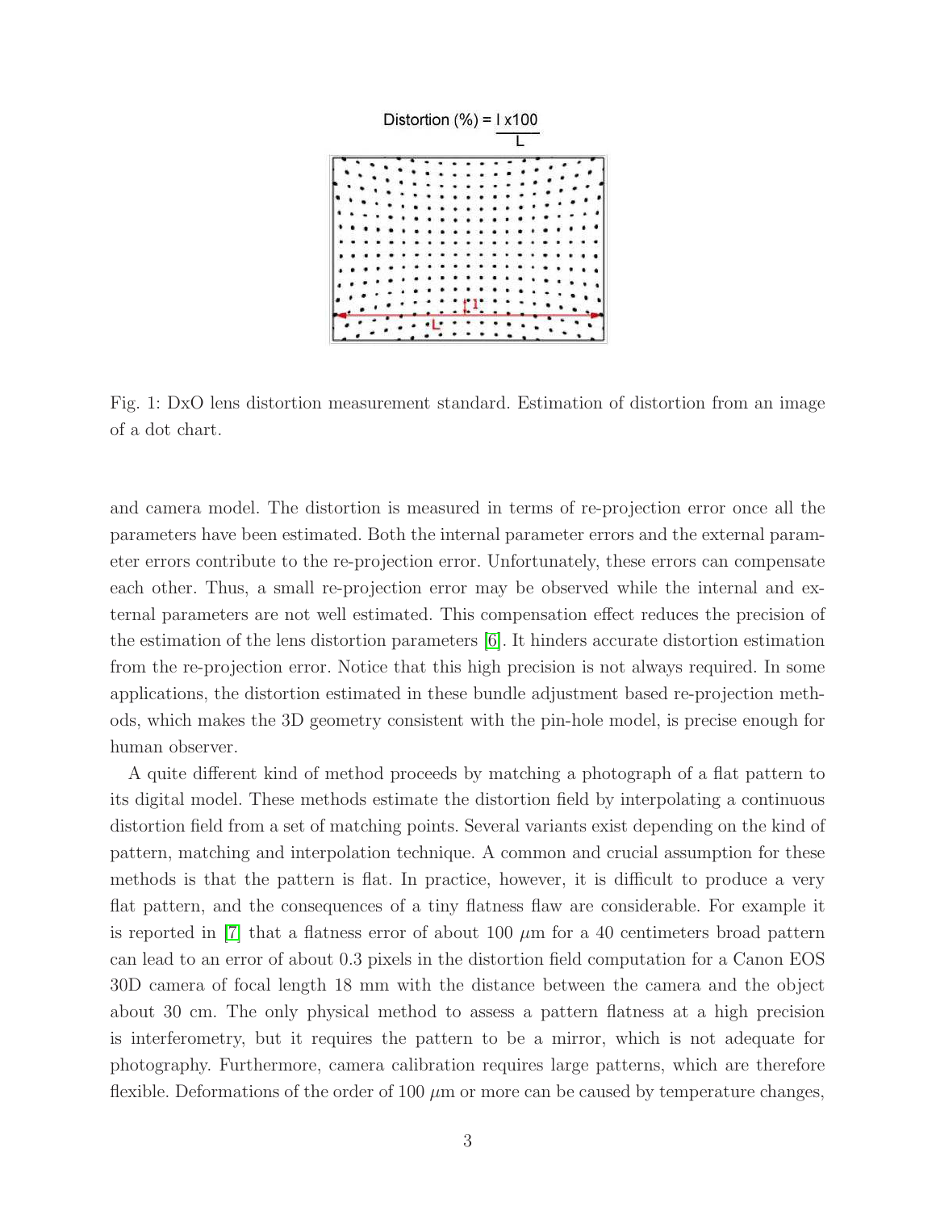Fig. 1: DxO lens distortion measurement standard. Estimation of distortion from an image of a dot chart.

and camera model. The distortion is measured in terms of re-projection error once all the parameters have been estimated. Both the internal parameter errors and the external parameter errors contribute to the re-projection error. Unfortunately, these errors can compensate each other. Thus, a small re-projection error may be observed while the internal and external parameters are not well estimated. This compensation effect reduces the precision of the estimation of the lens distortion parameters [6]. It hinders accurate distortion estimation from the re-projection error. Notice that this high precision is not always required. In some applications, the distortion estimated in these bundle adjustment based re-projection methods, which makes the 3D geometry consistent with the pin-hole model, is precise enough for human observer.

A quite different kind of method proceeds by matching a photograph of a flat pattern to its digital model. These methods estimate the distortion field by interpolating a continuous distortion field from a set of matching points. Several variants exist depending on the kind of pattern, matching and interpolation technique. A common and crucial assumption for these methods is that the pattern is flat. In practice, however, it is difficult to produce a very flat pattern, and the consequences of a tiny flatness flaw are considerable. For example it is reported in [7] that a flatness error of about 100 $\mu$m for a 40 centimeters broad pattern can lead to an error of about 0.3 pixels in the distortion field computation for a Canon EOS 30D camera of focal length 18 mm with the distance between the camera and the object about 30 cm. The only physical method to assess a pattern flatness at a high precision is interferometry, but it requires the pattern to be a mirror, which is not adequate for photography. Furthermore, camera calibration requires large patterns, which are therefore flexible. Deformations of the order of 100 $\mu$m or more can be caused by temperature changes,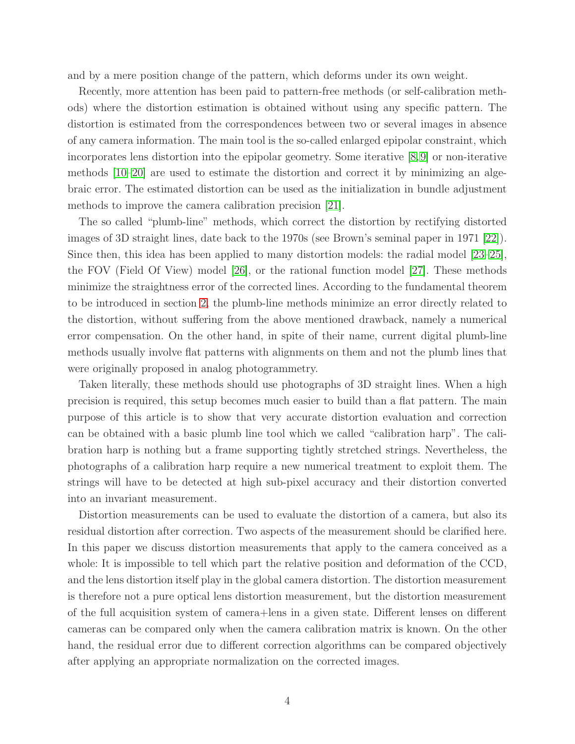and by a mere position change of the pattern, which deforms under its own weight.

Recently, more attention has been paid to pattern-free methods (or self-calibration methods) where the distortion estimation is obtained without using any specific pattern. The distortion is estimated from the correspondences between two or several images in absence of any camera information. The main tool is the so-called enlarged epipolar constraint, which incorporates lens distortion into the epipolar geometry. Some iterative [8,9] or non-iterative methods [10–20] are used to estimate the distortion and correct it by minimizing an algebraic error. The estimated distortion can be used as the initialization in bundle adjustment methods to improve the camera calibration precision [21].

The so called "plumb-line" methods, which correct the distortion by rectifying distorted images of 3D straight lines, date back to the 1970s (see Brown's seminal paper in 1971 [22]). Since then, this idea has been applied to many distortion models: the radial model [23–25], the FOV (Field Of View) model [26], or the rational function model [27]. These methods minimize the straightness error of the corrected lines. According to the fundamental theorem to be introduced in section 2, the plumb-line methods minimize an error directly related to the distortion, without suffering from the above mentioned drawback, namely a numerical error compensation. On the other hand, in spite of their name, current digital plumb-line methods usually involve flat patterns with alignments on them and not the plumb lines that were originally proposed in analog photogrammetry.

Taken literally, these methods should use photographs of 3D straight lines. When a high precision is required, this setup becomes much easier to build than a flat pattern. The main purpose of this article is to show that very accurate distortion evaluation and correction can be obtained with a basic plumb line tool which we called "calibration harp". The calibration harp is nothing but a frame supporting tightly stretched strings. Nevertheless, the photographs of a calibration harp require a new numerical treatment to exploit them. The strings will have to be detected at high sub-pixel accuracy and their distortion converted into an invariant measurement.

Distortion measurements can be used to evaluate the distortion of a camera, but also its residual distortion after correction. Two aspects of the measurement should be clarified here. In this paper we discuss distortion measurements that apply to the camera conceived as a whole: It is impossible to tell which part the relative position and deformation of the CCD, and the lens distortion itself play in the global camera distortion. The distortion measurement is therefore not a pure optical lens distortion measurement, but the distortion measurement of the full acquisition system of camera+lens in a given state. Different lenses on different cameras can be compared only when the camera calibration matrix is known. On the other hand, the residual error due to different correction algorithms can be compared objectively after applying an appropriate normalization on the corrected images.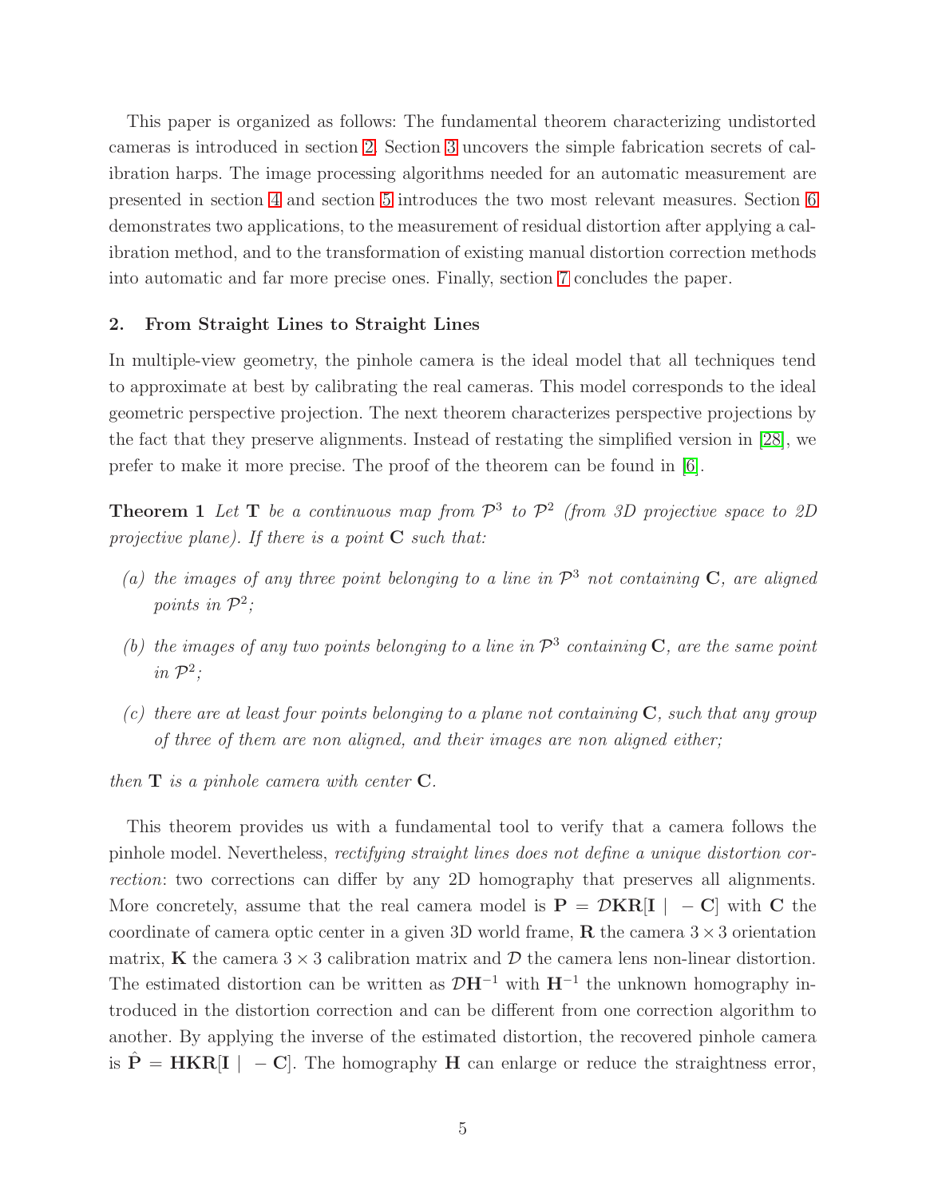This paper is organized as follows: The fundamental theorem characterizing undistorted cameras is introduced in section 2. Section 3 uncovers the simple fabrication secrets of calibration harps. The image processing algorithms needed for an automatic measurement are presented in section 4 and section 5 introduces the two most relevant measures. Section 6 demonstrates two applications, to the measurement of residual distortion after applying a calibration method, and to the transformation of existing manual distortion correction methods into automatic and far more precise ones. Finally, section 7 concludes the paper.

## 2. From Straight Lines to Straight Lines

In multiple-view geometry, the pinhole camera is the ideal model that all techniques tend to approximate at best by calibrating the real cameras. This model corresponds to the ideal geometric perspective projection. The next theorem characterizes perspective projections by the fact that they preserve alignments. Instead of restating the simplified version in [28], we prefer to make it more precise. The proof of the theorem can be found in [6].

**Theorem 1** *Let $\mathbf{T}$ be a continuous map from $\mathcal{P}^3$ to $\mathcal{P}^2$ (from 3D projective space to 2D projective plane). If there is a point $\mathbf{C}$ such that:*

- *(a) the images of any three point belonging to a line in $\mathcal{P}^3$ not containing $\mathbf{C}$, are aligned points in $\mathcal{P}^2$;*
- *(b) the images of any two points belonging to a line in $\mathcal{P}^3$ containing $\mathbf{C}$, are the same point in $\mathcal{P}^2$;*
- *(c) there are at least four points belonging to a plane not containing $\mathbf{C}$, such that any group of three of them are non aligned, and their images are non aligned either;*

*then $\mathbf{T}$ is a pinhole camera with center $\mathbf{C}$.*

This theorem provides us with a fundamental tool to verify that a camera follows the pinhole model. Nevertheless, *rectifying straight lines does not define a unique distortion correction*: two corrections can differ by any 2D homography that preserves all alignments. More concretely, assume that the real camera model is $\mathbf{P} = \mathcal{D}\mathbf{KR}[\mathbf{I} \mid -\mathbf{C}]$ with $\mathbf{C}$ the coordinate of camera optic center in a given 3D world frame, $\mathbf{R}$ the camera $3 \times 3$ orientation matrix, $\mathbf{K}$ the camera $3 \times 3$ calibration matrix and $\mathcal{D}$ the camera lens non-linear distortion. The estimated distortion can be written as $\mathcal{D}\mathbf{H}^{-1}$ with $\mathbf{H}^{-1}$ the unknown homography introduced in the distortion correction and can be different from one correction algorithm to another. By applying the inverse of the estimated distortion, the recovered pinhole camera is $\hat{\mathbf{P}} = \mathbf{HKR}[\mathbf{I} \mid -\mathbf{C}]$. The homography $\mathbf{H}$ can enlarge or reduce the straightness error,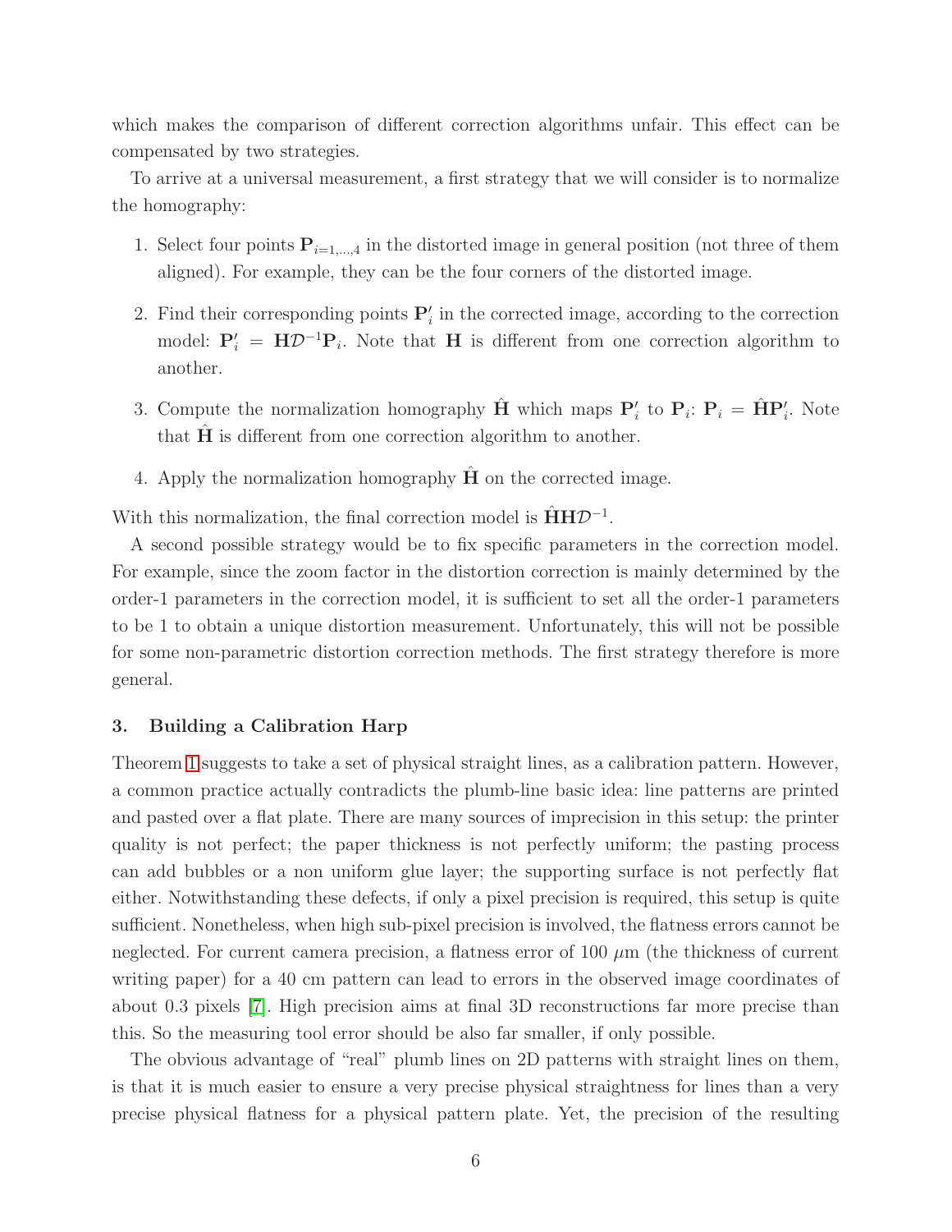which makes the comparison of different correction algorithms unfair. This effect can be compensated by two strategies.

To arrive at a universal measurement, a first strategy that we will consider is to normalize the homography:

1. Select four points $\mathbf{P}_{i=1,\ldots,4}$ in the distorted image in general position (not three of them aligned). For example, they can be the four corners of the distorted image.
2. Find their corresponding points $\mathbf{P}'_i$ in the corrected image, according to the correction model: $\mathbf{P}'_i = \mathbf{H}\mathcal{D}^{-1}\mathbf{P}_i$. Note that $\mathbf{H}$ is different from one correction algorithm to another.
3. Compute the normalization homography $\hat{\mathbf{H}}$ which maps $\mathbf{P}'_i$ to $\mathbf{P}_i$: $\mathbf{P}_i = \hat{\mathbf{H}}\mathbf{P}'_i$. Note that $\hat{\mathbf{H}}$ is different from one correction algorithm to another.
4. Apply the normalization homography $\hat{\mathbf{H}}$ on the corrected image.

With this normalization, the final correction model is $\hat{\mathbf{H}}\mathbf{H}\mathcal{D}^{-1}$.

A second possible strategy would be to fix specific parameters in the correction model. For example, since the zoom factor in the distortion correction is mainly determined by the order-1 parameters in the correction model, it is sufficient to set all the order-1 parameters to be 1 to obtain a unique distortion measurement. Unfortunately, this will not be possible for some non-parametric distortion correction methods. The first strategy therefore is more general.

### 3. Building a Calibration Harp

Theorem 1 suggests to take a set of physical straight lines, as a calibration pattern. However, a common practice actually contradicts the plumb-line basic idea: line patterns are printed and pasted over a flat plate. There are many sources of imprecision in this setup: the printer quality is not perfect; the paper thickness is not perfectly uniform; the pasting process can add bubbles or a non uniform glue layer; the supporting surface is not perfectly flat either. Notwithstanding these defects, if only a pixel precision is required, this setup is quite sufficient. Nonetheless, when high sub-pixel precision is involved, the flatness errors cannot be neglected. For current camera precision, a flatness error of 100 $\mu$m (the thickness of current writing paper) for a 40 cm pattern can lead to errors in the observed image coordinates of about 0.3 pixels [7]. High precision aims at final 3D reconstructions far more precise than this. So the measuring tool error should be also far smaller, if only possible.

The obvious advantage of "real" plumb lines on 2D patterns with straight lines on them, is that it is much easier to ensure a very precise physical straightness for lines than a very precise physical flatness for a physical pattern plate. Yet, the precision of the resulting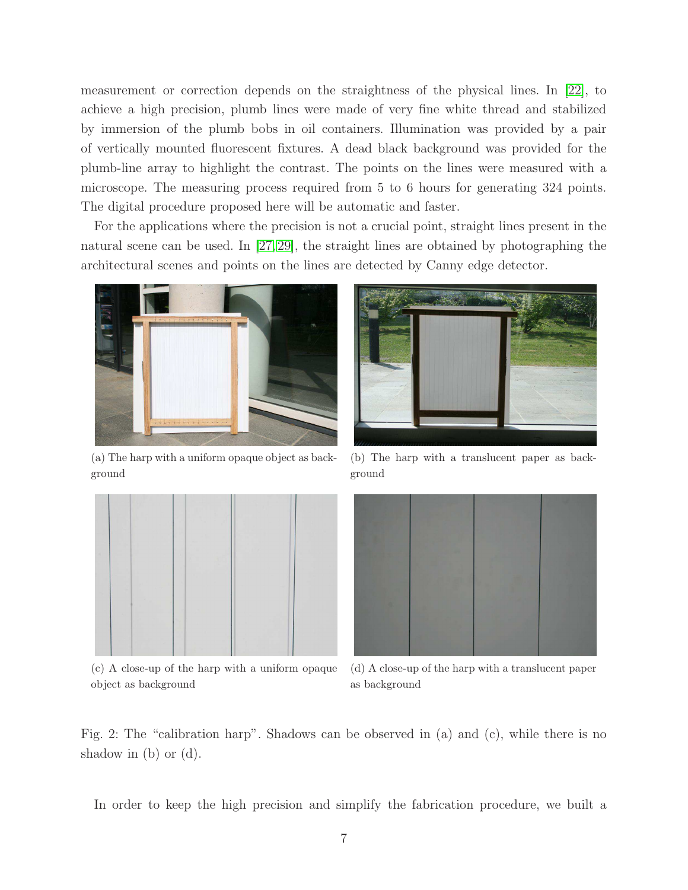measurement or correction depends on the straightness of the physical lines. In [22], to achieve a high precision, plumb lines were made of very fine white thread and stabilized by immersion of the plumb bobs in oil containers. Illumination was provided by a pair of vertically mounted fluorescent fixtures. A dead black background was provided for the plumb-line array to highlight the contrast. The points on the lines were measured with a microscope. The measuring process required from 5 to 6 hours for generating 324 points. The digital procedure proposed here will be automatic and faster.

For the applications where the precision is not a crucial point, straight lines present in the natural scene can be used. In [27,29], the straight lines are obtained by photographing the architectural scenes and points on the lines are detected by Canny edge detector.

(a) The harp with a uniform opaque object as background

(b) The harp with a translucent paper as background

(c) A close-up of the harp with a uniform opaque object as background

(d) A close-up of the harp with a translucent paper as background

Fig. 2: The "calibration harp". Shadows can be observed in (a) and (c), while there is no shadow in (b) or (d).

In order to keep the high precision and simplify the fabrication procedure, we built a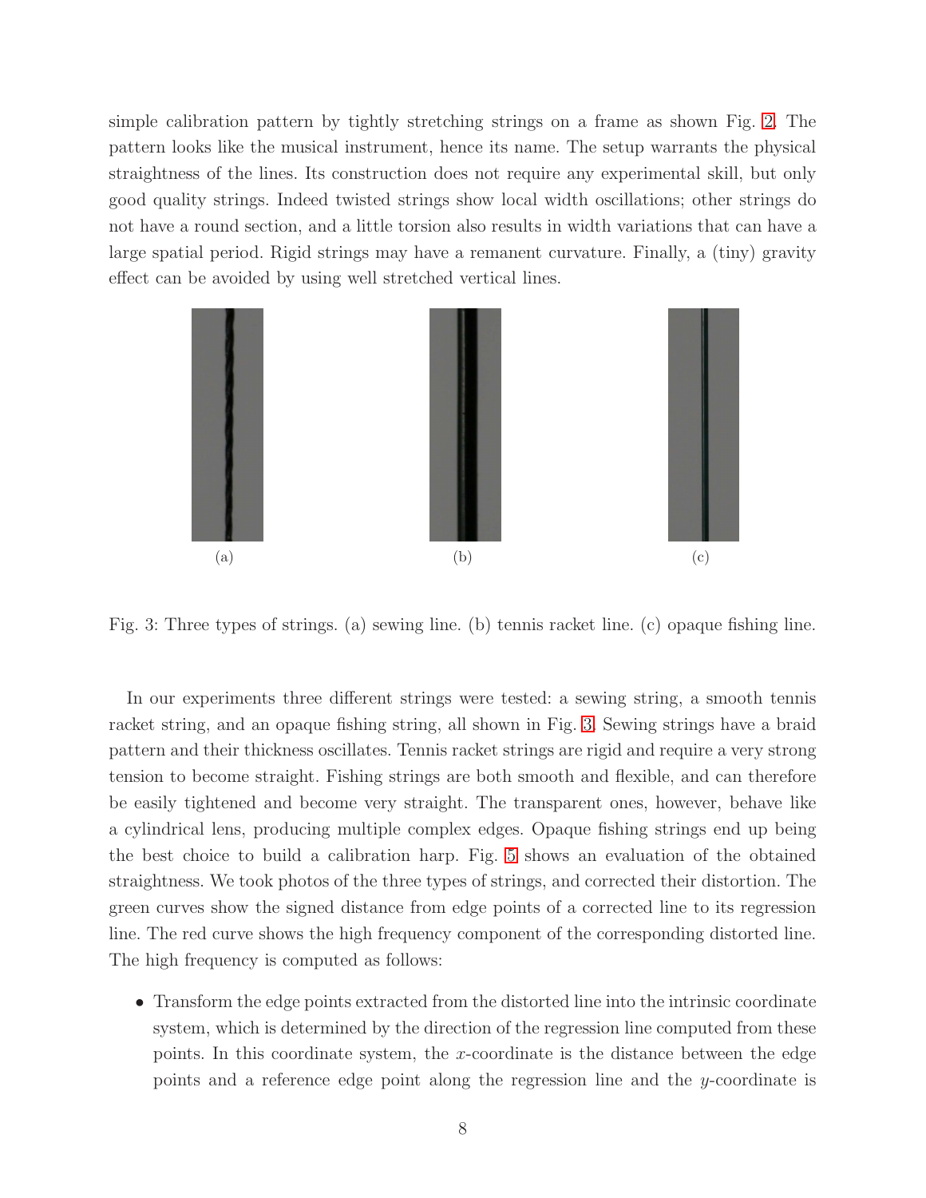simple calibration pattern by tightly stretching strings on a frame as shown Fig. 2. The pattern looks like the musical instrument, hence its name. The setup warrants the physical straightness of the lines. Its construction does not require any experimental skill, but only good quality strings. Indeed twisted strings show local width oscillations; other strings do not have a round section, and a little torsion also results in width variations that can have a large spatial period. Rigid strings may have a remanent curvature. Finally, a (tiny) gravity effect can be avoided by using well stretched vertical lines.

(a) (b) (c)

Fig. 3: Three types of strings. (a) sewing line. (b) tennis racket line. (c) opaque fishing line.

In our experiments three different strings were tested: a sewing string, a smooth tennis racket string, and an opaque fishing string, all shown in Fig. 3. Sewing strings have a braid pattern and their thickness oscillates. Tennis racket strings are rigid and require a very strong tension to become straight. Fishing strings are both smooth and flexible, and can therefore be easily tightened and become very straight. The transparent ones, however, behave like a cylindrical lens, producing multiple complex edges. Opaque fishing strings end up being the best choice to build a calibration harp. Fig. 5 shows an evaluation of the obtained straightness. We took photos of the three types of strings, and corrected their distortion. The green curves show the signed distance from edge points of a corrected line to its regression line. The red curve shows the high frequency component of the corresponding distorted line. The high frequency is computed as follows:

- Transform the edge points extracted from the distorted line into the intrinsic coordinate system, which is determined by the direction of the regression line computed from these points. In this coordinate system, the $x$-coordinate is the distance between the edge points and a reference edge point along the regression line and the $y$-coordinate is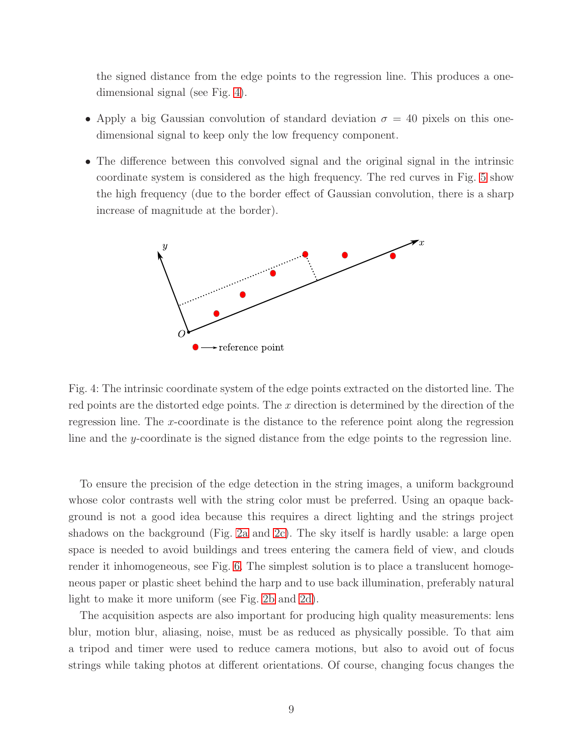the signed distance from the edge points to the regression line. This produces a one-dimensional signal (see Fig. 4).

- Apply a big Gaussian convolution of standard deviation $\sigma = 40$ pixels on this one-dimensional signal to keep only the low frequency component.
- The difference between this convolved signal and the original signal in the intrinsic coordinate system is considered as the high frequency. The red curves in Fig. 5 show the high frequency (due to the border effect of Gaussian convolution, there is a sharp increase of magnitude at the border).

Fig. 4: The intrinsic coordinate system of the edge points extracted on the distorted line. The red points are the distorted edge points. The $x$ direction is determined by the direction of the regression line. The $x$-coordinate is the distance to the reference point along the regression line and the $y$-coordinate is the signed distance from the edge points to the regression line.

To ensure the precision of the edge detection in the string images, a uniform background whose color contrasts well with the string color must be preferred. Using an opaque background is not a good idea because this requires a direct lighting and the strings project shadows on the background (Fig. 2a and 2c). The sky itself is hardly usable: a large open space is needed to avoid buildings and trees entering the camera field of view, and clouds render it inhomogeneous, see Fig. 6. The simplest solution is to place a translucent homogeneous paper or plastic sheet behind the harp and to use back illumination, preferably natural light to make it more uniform (see Fig. 2b and 2d).

The acquisition aspects are also important for producing high quality measurements: lens blur, motion blur, aliasing, noise, must be as reduced as physically possible. To that aim a tripod and timer were used to reduce camera motions, but also to avoid out of focus strings while taking photos at different orientations. Of course, changing focus changes the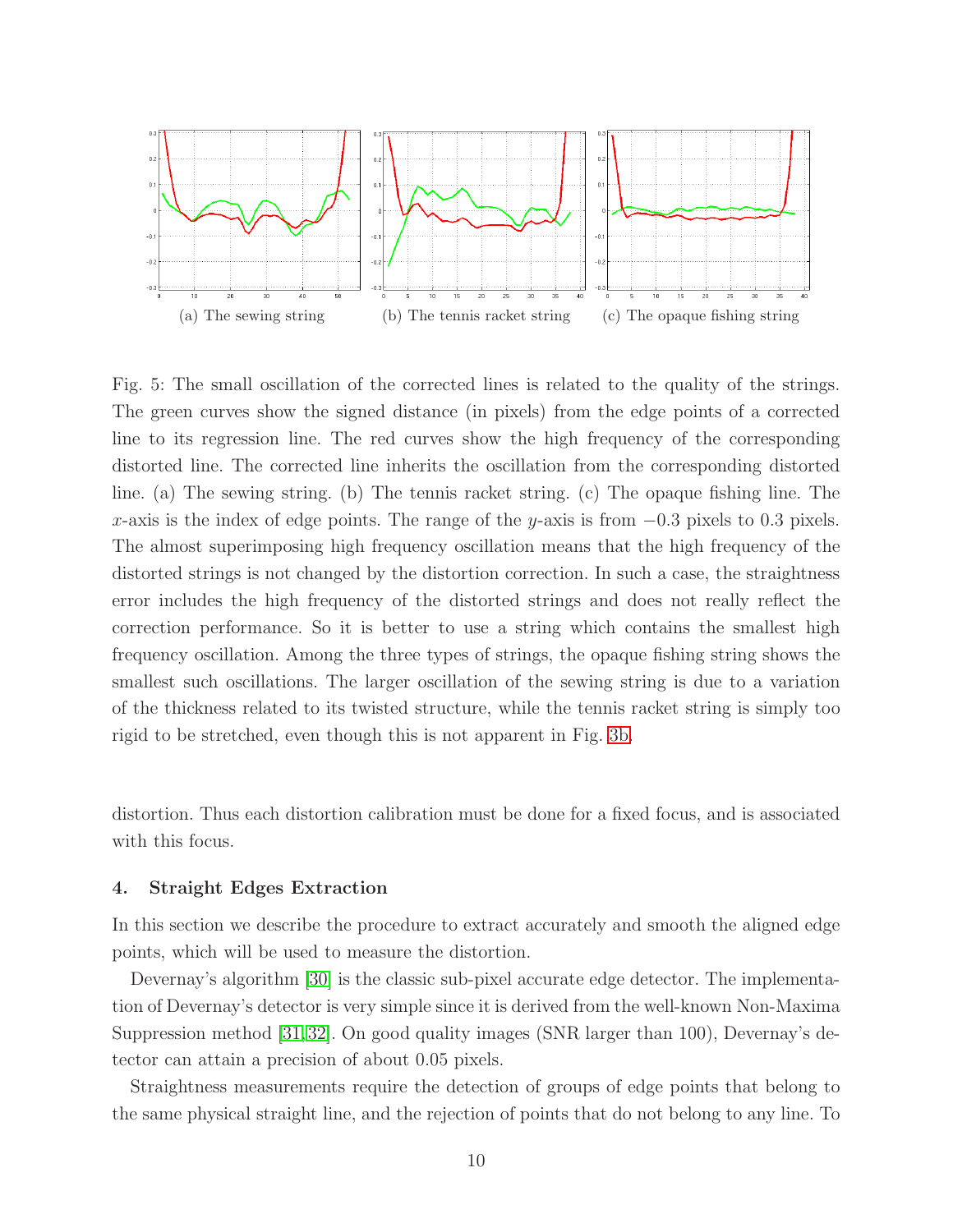(a) The sewing string (b) The tennis racket string (c) The opaque fishing string

Fig. 5: The small oscillation of the corrected lines is related to the quality of the strings. The green curves show the signed distance (in pixels) from the edge points of a corrected line to its regression line. The red curves show the high frequency of the corresponding distorted line. The corrected line inherits the oscillation from the corresponding distorted line. (a) The sewing string. (b) The tennis racket string. (c) The opaque fishing line. The $x$-axis is the index of edge points. The range of the $y$-axis is from $-0.3$ pixels to 0.3 pixels. The almost superimposing high frequency oscillation means that the high frequency of the distorted strings is not changed by the distortion correction. In such a case, the straightness error includes the high frequency of the distorted strings and does not really reflect the correction performance. So it is better to use a string which contains the smallest high frequency oscillation. Among the three types of strings, the opaque fishing string shows the smallest such oscillations. The larger oscillation of the sewing string is due to a variation of the thickness related to its twisted structure, while the tennis racket string is simply too rigid to be stretched, even though this is not apparent in Fig. 3b.

distortion. Thus each distortion calibration must be done for a fixed focus, and is associated with this focus.

## 4. Straight Edges Extraction

In this section we describe the procedure to extract accurately and smooth the aligned edge points, which will be used to measure the distortion.

Devernay's algorithm [30] is the classic sub-pixel accurate edge detector. The implementation of Devernay's detector is very simple since it is derived from the well-known Non-Maxima Suppression method [31,32]. On good quality images (SNR larger than 100), Devernay's detector can attain a precision of about 0.05 pixels.

Straightness measurements require the detection of groups of edge points that belong to the same physical straight line, and the rejection of points that do not belong to any line. To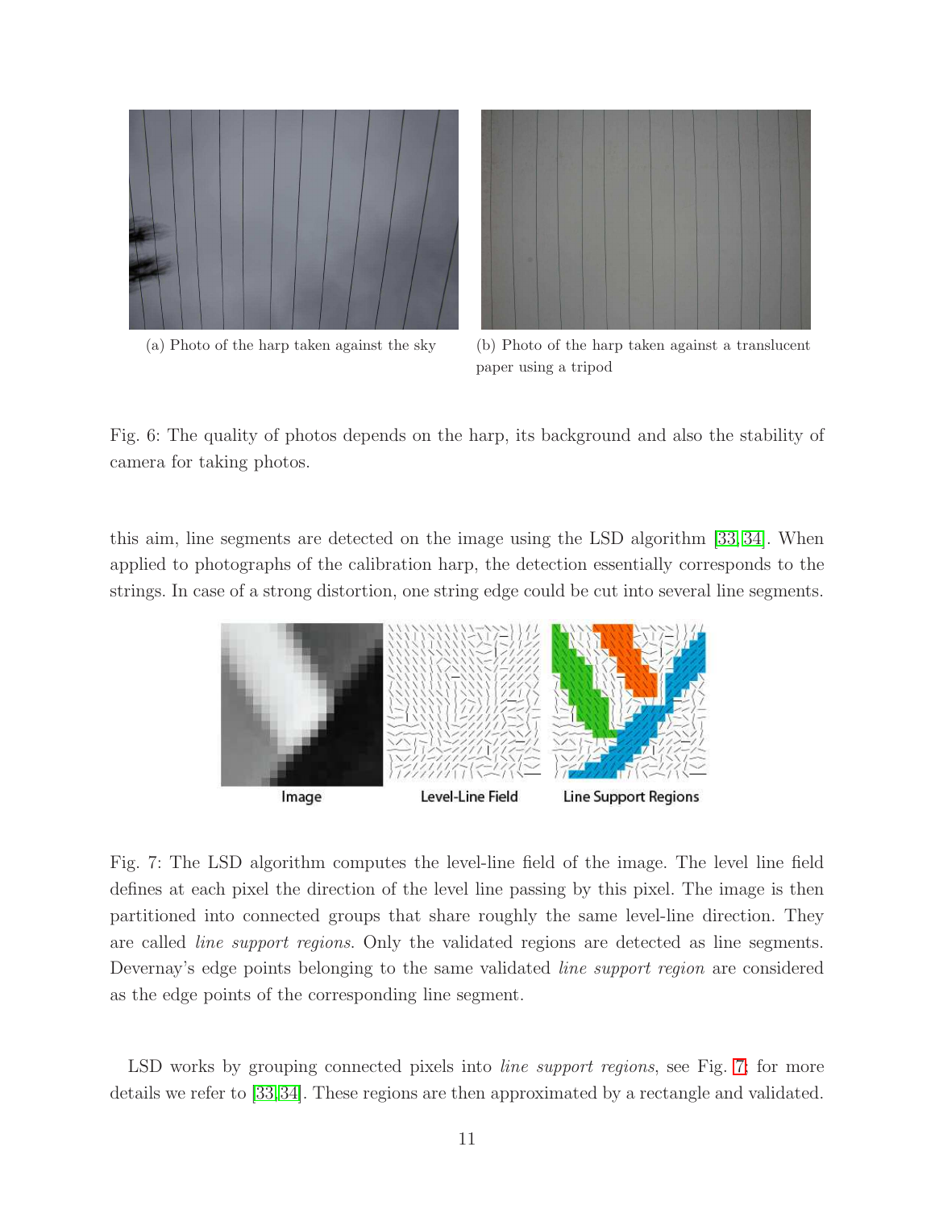(a) Photo of the harp taken against the sky

(b) Photo of the harp taken against a translucent paper using a tripod

Fig. 6: The quality of photos depends on the harp, its background and also the stability of camera for taking photos.

this aim, line segments are detected on the image using the LSD algorithm [33, 34]. When applied to photographs of the calibration harp, the detection essentially corresponds to the strings. In case of a strong distortion, one string edge could be cut into several line segments.

Image — Level-Line Field — Line Support Regions

Fig. 7: The LSD algorithm computes the level-line field of the image. The level line field defines at each pixel the direction of the level line passing by this pixel. The image is then partitioned into connected groups that share roughly the same level-line direction. They are called *line support regions*. Only the validated regions are detected as line segments. Devernay's edge points belonging to the same validated *line support region* are considered as the edge points of the corresponding line segment.

LSD works by grouping connected pixels into *line support regions*, see Fig. 7; for more details we refer to [33, 34]. These regions are then approximated by a rectangle and validated.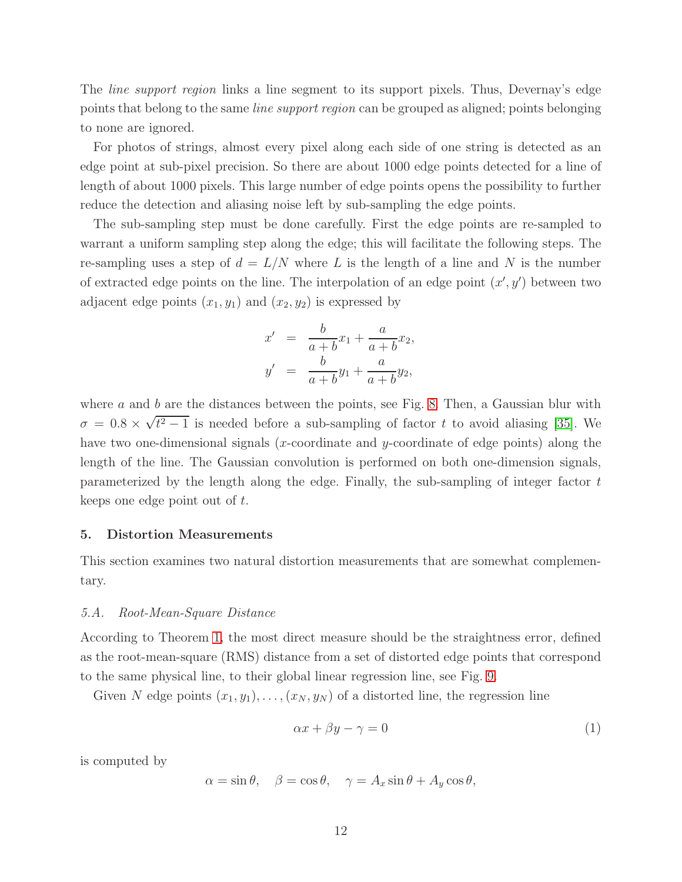The *line support region* links a line segment to its support pixels. Thus, Devernay's edge points that belong to the same *line support region* can be grouped as aligned; points belonging to none are ignored.

For photos of strings, almost every pixel along each side of one string is detected as an edge point at sub-pixel precision. So there are about 1000 edge points detected for a line of length of about 1000 pixels. This large number of edge points opens the possibility to further reduce the detection and aliasing noise left by sub-sampling the edge points.

The sub-sampling step must be done carefully. First the edge points are re-sampled to warrant a uniform sampling step along the edge; this will facilitate the following steps. The re-sampling uses a step of $d = L/N$ where $L$ is the length of a line and $N$ is the number of extracted edge points on the line. The interpolation of an edge point $(x', y')$ between two adjacent edge points $(x_1, y_1)$ and $(x_2, y_2)$ is expressed by

$$
\begin{aligned}
x' &= \frac{b}{a+b}x_1 + \frac{a}{a+b}x_2, \\
y' &= \frac{b}{a+b}y_1 + \frac{a}{a+b}y_2,
\end{aligned}
$$

where $a$ and $b$ are the distances between the points, see Fig. 8. Then, a Gaussian blur with $\sigma = 0.8 \times \sqrt{t^2 - 1}$ is needed before a sub-sampling of factor $t$ to avoid aliasing [35]. We have two one-dimensional signals ($x$-coordinate and $y$-coordinate of edge points) along the length of the line. The Gaussian convolution is performed on both one-dimension signals, parameterized by the length along the edge. Finally, the sub-sampling of integer factor $t$ keeps one edge point out of $t$.

## 5. Distortion Measurements

This section examines two natural distortion measurements that are somewhat complementary.

### *5.A. Root-Mean-Square Distance*

According to Theorem 1, the most direct measure should be the straightness error, defined as the root-mean-square (RMS) distance from a set of distorted edge points that correspond to the same physical line, to their global linear regression line, see Fig. 9.

Given $N$ edge points $(x_1, y_1), \ldots, (x_N, y_N)$ of a distorted line, the regression line

$$
\alpha x + \beta y - \gamma = 0 \tag{1}
$$

is computed by

$$
\alpha = \sin\theta, \quad \beta = \cos\theta, \quad \gamma = A_x \sin\theta + A_y \cos\theta,
$$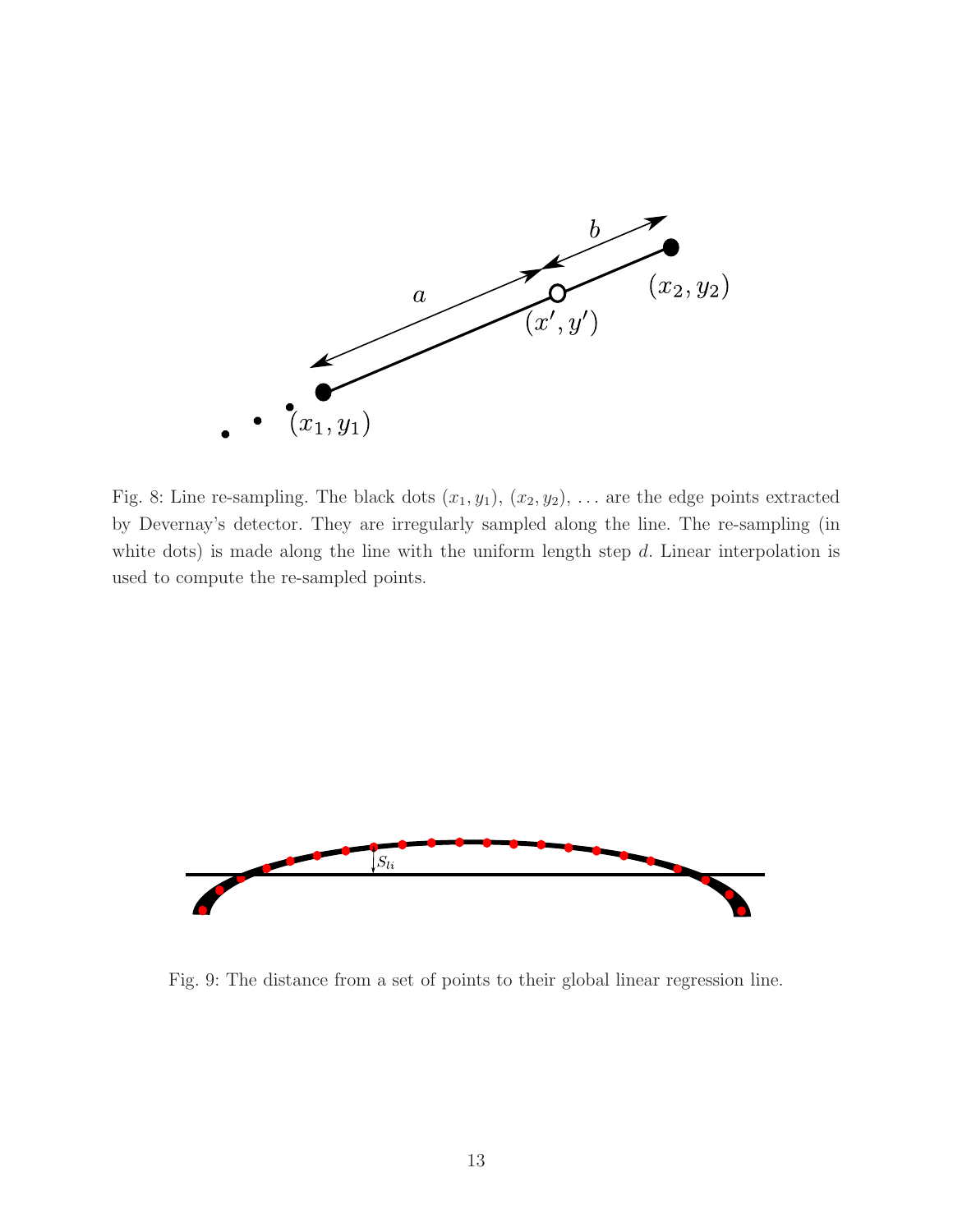Fig. 8: Line re-sampling. The black dots $(x_1, y_1)$, $(x_2, y_2)$, ... are the edge points extracted by Devernay's detector. They are irregularly sampled along the line. The re-sampling (in white dots) is made along the line with the uniform length step $d$. Linear interpolation is used to compute the re-sampled points.

Fig. 9: The distance from a set of points to their global linear regression line.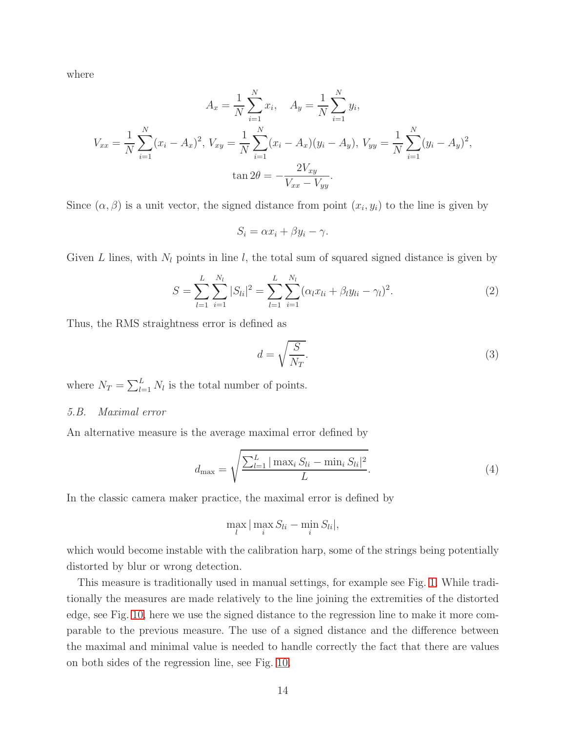where

$$A_x = \frac{1}{N}\sum_{i=1}^{N} x_i, \quad A_y = \frac{1}{N}\sum_{i=1}^{N} y_i,$$

$$V_{xx} = \frac{1}{N}\sum_{i=1}^{N}(x_i - A_x)^2,\ V_{xy} = \frac{1}{N}\sum_{i=1}^{N}(x_i - A_x)(y_i - A_y),\ V_{yy} = \frac{1}{N}\sum_{i=1}^{N}(y_i - A_y)^2,$$

$$\tan 2\theta = -\frac{2V_{xy}}{V_{xx} - V_{yy}}.$$

Since $(\alpha, \beta)$ is a unit vector, the signed distance from point $(x_i, y_i)$ to the line is given by

$$S_i = \alpha x_i + \beta y_i - \gamma.$$

Given $L$ lines, with $N_l$ points in line $l$, the total sum of squared signed distance is given by

$$S = \sum_{l=1}^{L}\sum_{i=1}^{N_l} |S_{li}|^2 = \sum_{l=1}^{L}\sum_{i=1}^{N_l} (\alpha_l x_{li} + \beta_l y_{li} - \gamma_l)^2. \tag{2}$$

Thus, the RMS straightness error is defined as

$$d = \sqrt{\frac{S}{N_T}}. \tag{3}$$

where $N_T = \sum_{l=1}^{L} N_l$ is the total number of points.

### 5.B. *Maximal error*

An alternative measure is the average maximal error defined by

$$d_{\max} = \sqrt{\frac{\sum_{l=1}^{L} |\max_i S_{li} - \min_i S_{li}|^2}{L}}. \tag{4}$$

In the classic camera maker practice, the maximal error is defined by

$$\max_l |\max_i S_{li} - \min_i S_{li}|,$$

which would become instable with the calibration harp, some of the strings being potentially distorted by blur or wrong detection.

This measure is traditionally used in manual settings, for example see Fig. 1. While traditionally the measures are made relatively to the line joining the extremities of the distorted edge, see Fig. 10, here we use the signed distance to the regression line to make it more comparable to the previous measure. The use of a signed distance and the difference between the maximal and minimal value is needed to handle correctly the fact that there are values on both sides of the regression line, see Fig. 10.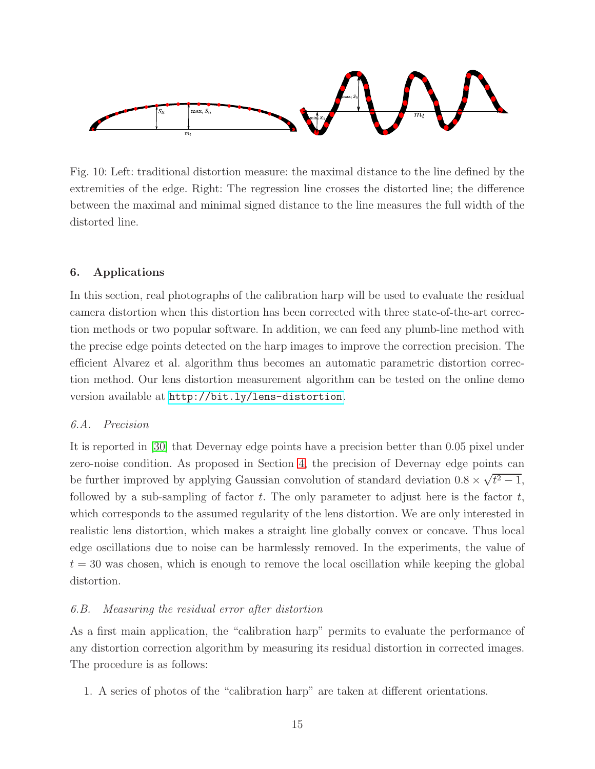Fig. 10: Left: traditional distortion measure: the maximal distance to the line defined by the extremities of the edge. Right: The regression line crosses the distorted line; the difference between the maximal and minimal signed distance to the line measures the full width of the distorted line.

## 6. Applications

In this section, real photographs of the calibration harp will be used to evaluate the residual camera distortion when this distortion has been corrected with three state-of-the-art correction methods or two popular software. In addition, we can feed any plumb-line method with the precise edge points detected on the harp images to improve the correction precision. The efficient Alvarez et al. algorithm thus becomes an automatic parametric distortion correction method. Our lens distortion measurement algorithm can be tested on the online demo version available at `http://bit.ly/lens-distortion`.

### *6.A. Precision*

It is reported in [30] that Devernay edge points have a precision better than 0.05 pixel under zero-noise condition. As proposed in Section 4, the precision of Devernay edge points can be further improved by applying Gaussian convolution of standard deviation $0.8 \times \sqrt{t^2 - 1}$, followed by a sub-sampling of factor $t$. The only parameter to adjust here is the factor $t$, which corresponds to the assumed regularity of the lens distortion. We are only interested in realistic lens distortion, which makes a straight line globally convex or concave. Thus local edge oscillations due to noise can be harmlessly removed. In the experiments, the value of $t = 30$ was chosen, which is enough to remove the local oscillation while keeping the global distortion.

### *6.B. Measuring the residual error after distortion*

As a first main application, the "calibration harp" permits to evaluate the performance of any distortion correction algorithm by measuring its residual distortion in corrected images. The procedure is as follows:

1. A series of photos of the "calibration harp" are taken at different orientations.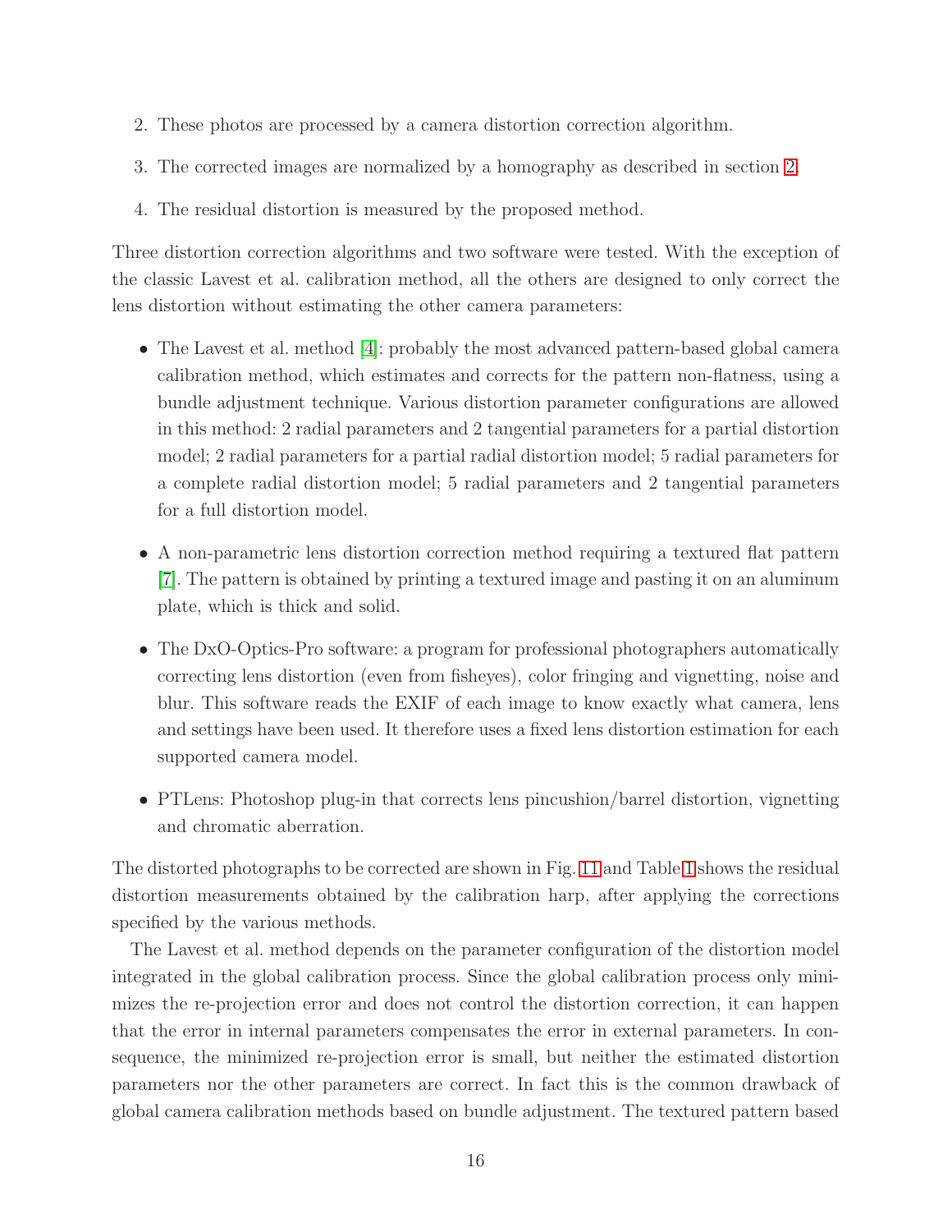2. These photos are processed by a camera distortion correction algorithm.
3. The corrected images are normalized by a homography as described in section 2.
4. The residual distortion is measured by the proposed method.

Three distortion correction algorithms and two software were tested. With the exception of the classic Lavest et al. calibration method, all the others are designed to only correct the lens distortion without estimating the other camera parameters:

- The Lavest et al. method [4]: probably the most advanced pattern-based global camera calibration method, which estimates and corrects for the pattern non-flatness, using a bundle adjustment technique. Various distortion parameter configurations are allowed in this method: 2 radial parameters and 2 tangential parameters for a partial distortion model; 2 radial parameters for a partial radial distortion model; 5 radial parameters for a complete radial distortion model; 5 radial parameters and 2 tangential parameters for a full distortion model.
- A non-parametric lens distortion correction method requiring a textured flat pattern [7]. The pattern is obtained by printing a textured image and pasting it on an aluminum plate, which is thick and solid.
- The DxO-Optics-Pro software: a program for professional photographers automatically correcting lens distortion (even from fisheyes), color fringing and vignetting, noise and blur. This software reads the EXIF of each image to know exactly what camera, lens and settings have been used. It therefore uses a fixed lens distortion estimation for each supported camera model.
- PTLens: Photoshop plug-in that corrects lens pincushion/barrel distortion, vignetting and chromatic aberration.

The distorted photographs to be corrected are shown in Fig. 11 and Table 1 shows the residual distortion measurements obtained by the calibration harp, after applying the corrections specified by the various methods.

The Lavest et al. method depends on the parameter configuration of the distortion model integrated in the global calibration process. Since the global calibration process only minimizes the re-projection error and does not control the distortion correction, it can happen that the error in internal parameters compensates the error in external parameters. In consequence, the minimized re-projection error is small, but neither the estimated distortion parameters nor the other parameters are correct. In fact this is the common drawback of global camera calibration methods based on bundle adjustment. The textured pattern based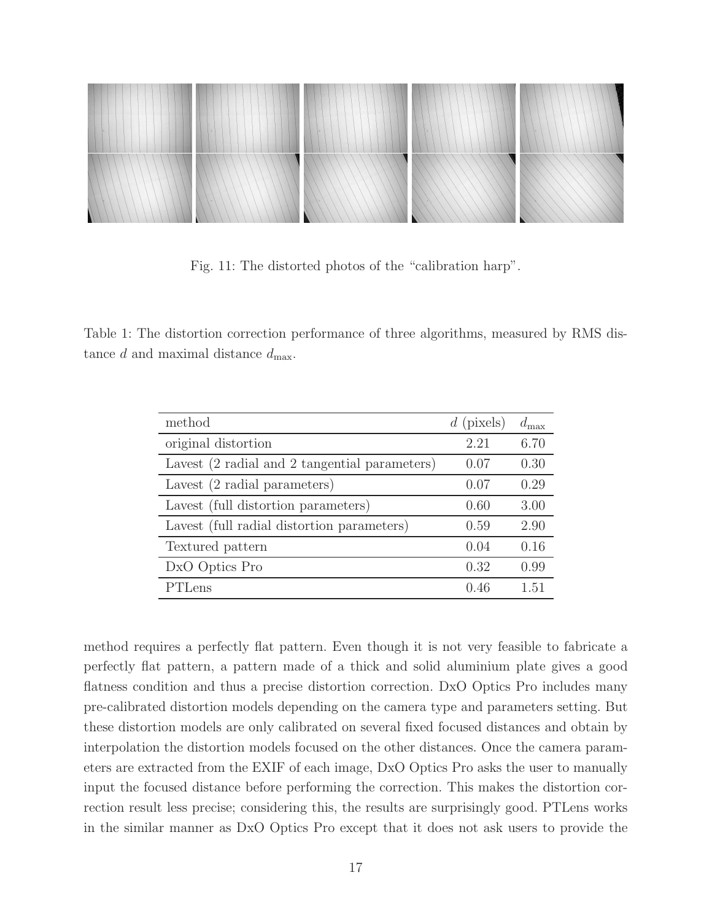Fig. 11: The distorted photos of the "calibration harp".

Table 1: The distortion correction performance of three algorithms, measured by RMS distance $d$ and maximal distance $d_{\max}$.

| method | $d$ (pixels) | $d_{\max}$ |
|---|---|---|
| original distortion | 2.21 | 6.70 |
| Lavest (2 radial and 2 tangential parameters) | 0.07 | 0.30 |
| Lavest (2 radial parameters) | 0.07 | 0.29 |
| Lavest (full distortion parameters) | 0.60 | 3.00 |
| Lavest (full radial distortion parameters) | 0.59 | 2.90 |
| Textured pattern | 0.04 | 0.16 |
| DxO Optics Pro | 0.32 | 0.99 |
| PTLens | 0.46 | 1.51 |

method requires a perfectly flat pattern. Even though it is not very feasible to fabricate a perfectly flat pattern, a pattern made of a thick and solid aluminium plate gives a good flatness condition and thus a precise distortion correction. DxO Optics Pro includes many pre-calibrated distortion models depending on the camera type and parameters setting. But these distortion models are only calibrated on several fixed focused distances and obtain by interpolation the distortion models focused on the other distances. Once the camera parameters are extracted from the EXIF of each image, DxO Optics Pro asks the user to manually input the focused distance before performing the correction. This makes the distortion correction result less precise; considering this, the results are surprisingly good. PTLens works in the similar manner as DxO Optics Pro except that it does not ask users to provide the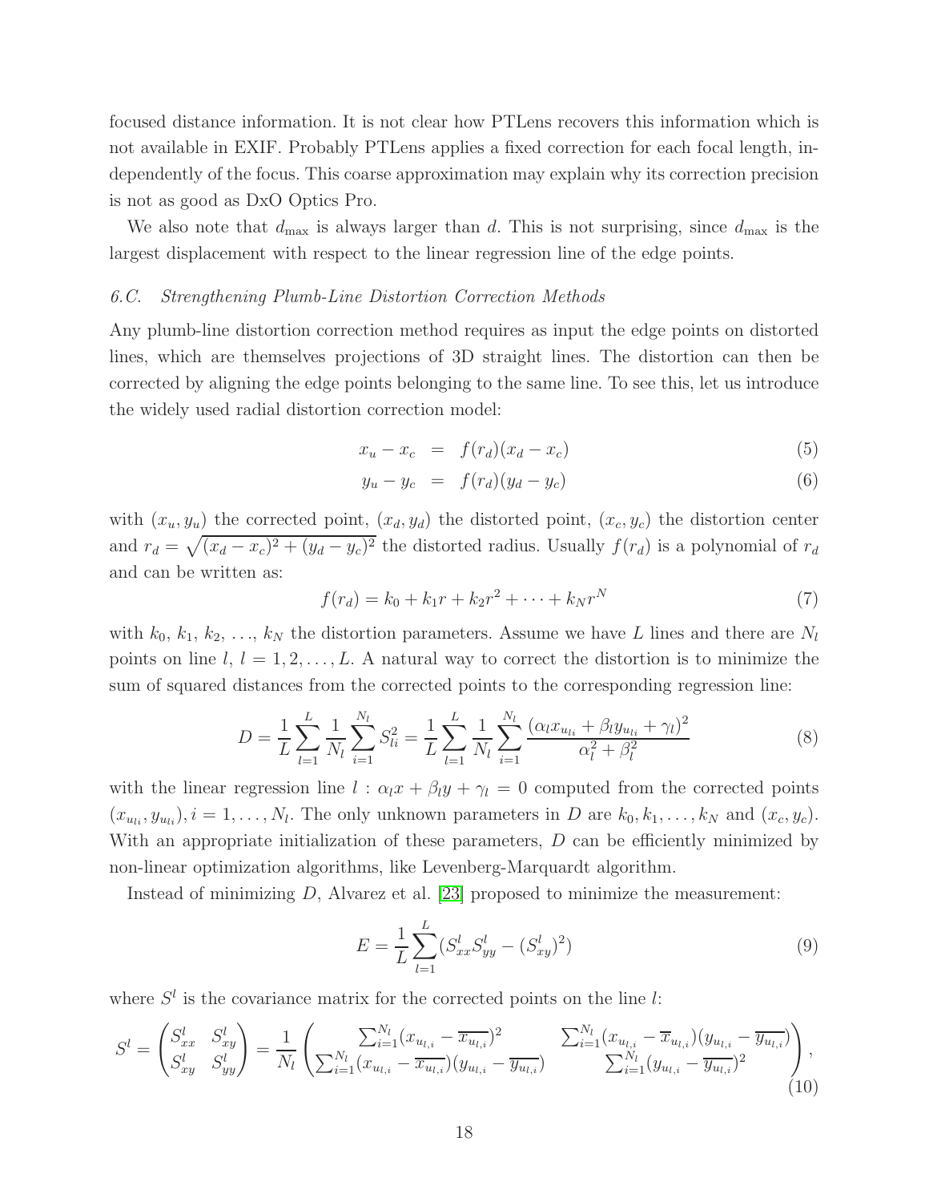focused distance information. It is not clear how PTLens recovers this information which is not available in EXIF. Probably PTLens applies a fixed correction for each focal length, independently of the focus. This coarse approximation may explain why its correction precision is not as good as DxO Optics Pro.

We also note that $d_{\max}$ is always larger than $d$. This is not surprising, since $d_{\max}$ is the largest displacement with respect to the linear regression line of the edge points.

### *6.C. Strengthening Plumb-Line Distortion Correction Methods*

Any plumb-line distortion correction method requires as input the edge points on distorted lines, which are themselves projections of 3D straight lines. The distortion can then be corrected by aligning the edge points belonging to the same line. To see this, let us introduce the widely used radial distortion correction model:

$$x_u - x_c = f(r_d)(x_d - x_c) \tag{5}$$

$$y_u - y_c = f(r_d)(y_d - y_c) \tag{6}$$

with $(x_u, y_u)$ the corrected point, $(x_d, y_d)$ the distorted point, $(x_c, y_c)$ the distortion center and $r_d = \sqrt{(x_d - x_c)^2 + (y_d - y_c)^2}$ the distorted radius. Usually $f(r_d)$ is a polynomial of $r_d$ and can be written as:

$$f(r_d) = k_0 + k_1 r + k_2 r^2 + \cdots + k_N r^N \tag{7}$$

with $k_0$, $k_1$, $k_2$, ..., $k_N$ the distortion parameters. Assume we have $L$ lines and there are $N_l$ points on line $l$, $l = 1, 2, \ldots, L$. A natural way to correct the distortion is to minimize the sum of squared distances from the corrected points to the corresponding regression line:

$$D = \frac{1}{L}\sum_{l=1}^{L}\frac{1}{N_l}\sum_{i=1}^{N_l} S_{li}^2 = \frac{1}{L}\sum_{l=1}^{L}\frac{1}{N_l}\sum_{i=1}^{N_l}\frac{(\alpha_l x_{u_{li}} + \beta_l y_{u_{li}} + \gamma_l)^2}{\alpha_l^2 + \beta_l^2} \tag{8}$$

with the linear regression line $l : \alpha_l x + \beta_l y + \gamma_l = 0$ computed from the corrected points $(x_{u_{li}}, y_{u_{li}}), i = 1, \ldots, N_l$. The only unknown parameters in $D$ are $k_0, k_1, \ldots, k_N$ and $(x_c, y_c)$. With an appropriate initialization of these parameters, $D$ can be efficiently minimized by non-linear optimization algorithms, like Levenberg-Marquardt algorithm.

Instead of minimizing $D$, Alvarez et al. [23] proposed to minimize the measurement:

$$E = \frac{1}{L}\sum_{l=1}^{L}(S_{xx}^l S_{yy}^l - (S_{xy}^l)^2) \tag{9}$$

where $S^l$ is the covariance matrix for the corrected points on the line $l$:

$$S^l = \begin{pmatrix} S_{xx}^l & S_{xy}^l \\ S_{xy}^l & S_{yy}^l \end{pmatrix} = \frac{1}{N_l}\begin{pmatrix} \sum_{i=1}^{N_l}(x_{u_{l,i}} - \overline{x_{u_{l,i}}})^2 & \sum_{i=1}^{N_l}(x_{u_{l,i}} - \overline{x}_{u_{l,i}})(y_{u_{l,i}} - \overline{y_{u_{l,i}}}) \\ \sum_{i=1}^{N_l}(x_{u_{l,i}} - \overline{x_{u_{l,i}}})(y_{u_{l,i}} - \overline{y_{u_{l,i}}}) & \sum_{i=1}^{N_l}(y_{u_{l,i}} - \overline{y_{u_{l,i}}})^2 \end{pmatrix}, \tag{10}$$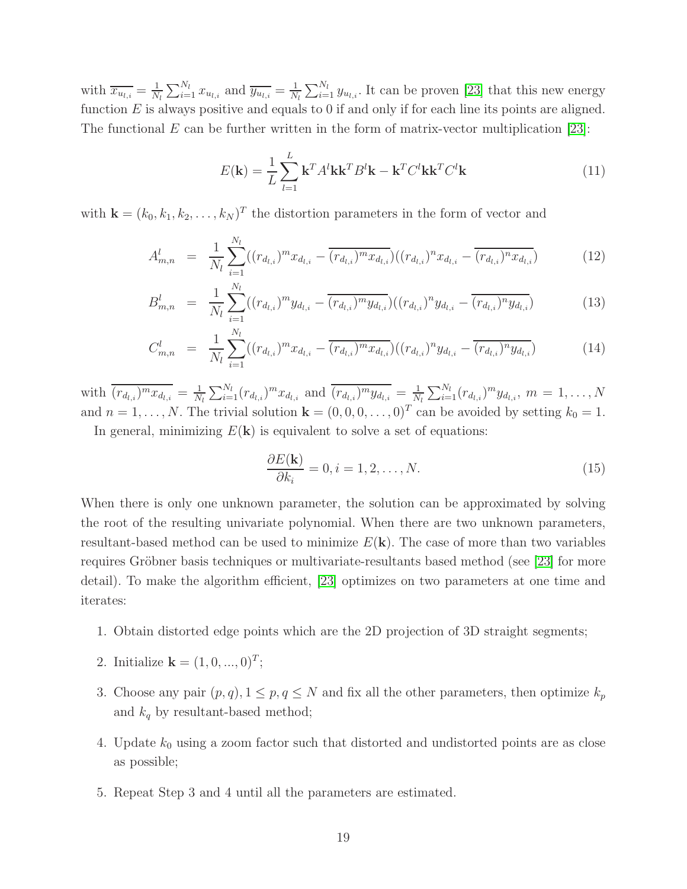with $\overline{x_{u_{l,i}}} = \frac{1}{N_l}\sum_{i=1}^{N_l} x_{u_{l,i}}$ and $\overline{y_{u_{l,i}}} = \frac{1}{N_l}\sum_{i=1}^{N_l} y_{u_{l,i}}$. It can be proven [23] that this new energy function $E$ is always positive and equals to 0 if and only if for each line its points are aligned. The functional $E$ can be further written in the form of matrix-vector multiplication [23]:

$$E(\mathbf{k}) = \frac{1}{L}\sum_{l=1}^{L} \mathbf{k}^T A^l \mathbf{k}\mathbf{k}^T B^l \mathbf{k} - \mathbf{k}^T C^l \mathbf{k}\mathbf{k}^T C^l \mathbf{k} \tag{11}$$

with $\mathbf{k} = (k_0, k_1, k_2, \ldots, k_N)^T$ the distortion parameters in the form of vector and

$$A^l_{m,n} = \frac{1}{N_l}\sum_{i=1}^{N_l}((r_{d_{l,i}})^m x_{d_{l,i}} - \overline{(r_{d_{l,i}})^m x_{d_{l,i}}})((r_{d_{l,i}})^n x_{d_{l,i}} - \overline{(r_{d_{l,i}})^n x_{d_{l,i}}}) \tag{12}$$

$$B^l_{m,n} = \frac{1}{N_l}\sum_{i=1}^{N_l}((r_{d_{l,i}})^m y_{d_{l,i}} - \overline{(r_{d_{l,i}})^m y_{d_{l,i}}})((r_{d_{l,i}})^n y_{d_{l,i}} - \overline{(r_{d_{l,i}})^n y_{d_{l,i}}}) \tag{13}$$

$$C^l_{m,n} = \frac{1}{N_l}\sum_{i=1}^{N_l}((r_{d_{l,i}})^m x_{d_{l,i}} - \overline{(r_{d_{l,i}})^m x_{d_{l,i}}})((r_{d_{l,i}})^n y_{d_{l,i}} - \overline{(r_{d_{l,i}})^n y_{d_{l,i}}}) \tag{14}$$

with $\overline{(r_{d_{l,i}})^m x_{d_{l,i}}} = \frac{1}{N_l}\sum_{i=1}^{N_l}(r_{d_{l,i}})^m x_{d_{l,i}}$ and $\overline{(r_{d_{l,i}})^m y_{d_{l,i}}} = \frac{1}{N_l}\sum_{i=1}^{N_l}(r_{d_{l,i}})^m y_{d_{l,i}}$, $m = 1, \ldots, N$ and $n = 1, \ldots, N$. The trivial solution $\mathbf{k} = (0, 0, 0, \ldots, 0)^T$ can be avoided by setting $k_0 = 1$.

In general, minimizing $E(\mathbf{k})$ is equivalent to solve a set of equations:

$$\frac{\partial E(\mathbf{k})}{\partial k_i} = 0, i = 1, 2, \ldots, N. \tag{15}$$

When there is only one unknown parameter, the solution can be approximated by solving the root of the resulting univariate polynomial. When there are two unknown parameters, resultant-based method can be used to minimize $E(\mathbf{k})$. The case of more than two variables requires Gröbner basis techniques or multivariate-resultants based method (see [23] for more detail). To make the algorithm efficient, [23] optimizes on two parameters at one time and iterates:

1. Obtain distorted edge points which are the 2D projection of 3D straight segments;
2. Initialize $\mathbf{k} = (1, 0, ..., 0)^T$;
3. Choose any pair $(p, q), 1 \leq p, q \leq N$ and fix all the other parameters, then optimize $k_p$ and $k_q$ by resultant-based method;
4. Update $k_0$ using a zoom factor such that distorted and undistorted points are as close as possible;
5. Repeat Step 3 and 4 until all the parameters are estimated.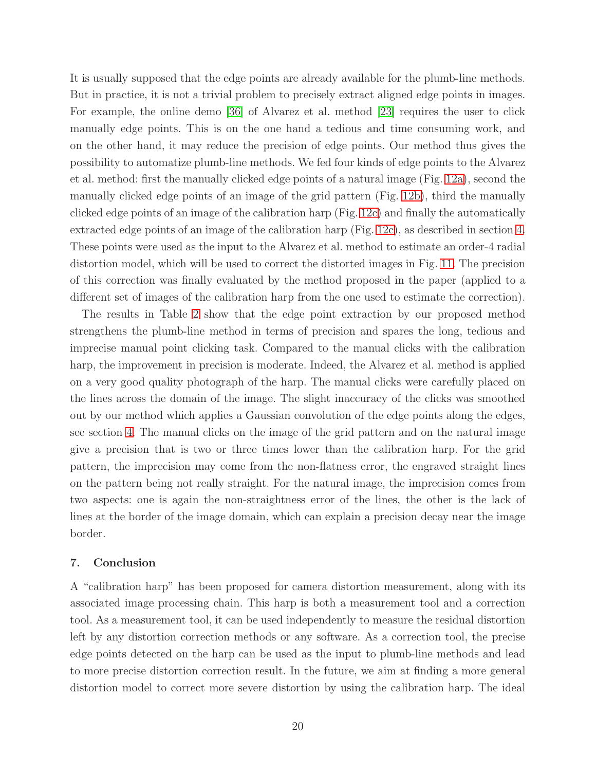It is usually supposed that the edge points are already available for the plumb-line methods. But in practice, it is not a trivial problem to precisely extract aligned edge points in images. For example, the online demo [36] of Alvarez et al. method [23] requires the user to click manually edge points. This is on the one hand a tedious and time consuming work, and on the other hand, it may reduce the precision of edge points. Our method thus gives the possibility to automatize plumb-line methods. We fed four kinds of edge points to the Alvarez et al. method: first the manually clicked edge points of a natural image (Fig. 12a), second the manually clicked edge points of an image of the grid pattern (Fig. 12b), third the manually clicked edge points of an image of the calibration harp (Fig. 12c) and finally the automatically extracted edge points of an image of the calibration harp (Fig. 12c), as described in section 4. These points were used as the input to the Alvarez et al. method to estimate an order-4 radial distortion model, which will be used to correct the distorted images in Fig. 11. The precision of this correction was finally evaluated by the method proposed in the paper (applied to a different set of images of the calibration harp from the one used to estimate the correction).

The results in Table 2 show that the edge point extraction by our proposed method strengthens the plumb-line method in terms of precision and spares the long, tedious and imprecise manual point clicking task. Compared to the manual clicks with the calibration harp, the improvement in precision is moderate. Indeed, the Alvarez et al. method is applied on a very good quality photograph of the harp. The manual clicks were carefully placed on the lines across the domain of the image. The slight inaccuracy of the clicks was smoothed out by our method which applies a Gaussian convolution of the edge points along the edges, see section 4. The manual clicks on the image of the grid pattern and on the natural image give a precision that is two or three times lower than the calibration harp. For the grid pattern, the imprecision may come from the non-flatness error, the engraved straight lines on the pattern being not really straight. For the natural image, the imprecision comes from two aspects: one is again the non-straightness error of the lines, the other is the lack of lines at the border of the image domain, which can explain a precision decay near the image border.

## 7. Conclusion

A "calibration harp" has been proposed for camera distortion measurement, along with its associated image processing chain. This harp is both a measurement tool and a correction tool. As a measurement tool, it can be used independently to measure the residual distortion left by any distortion correction methods or any software. As a correction tool, the precise edge points detected on the harp can be used as the input to plumb-line methods and lead to more precise distortion correction result. In the future, we aim at finding a more general distortion model to correct more severe distortion by using the calibration harp. The ideal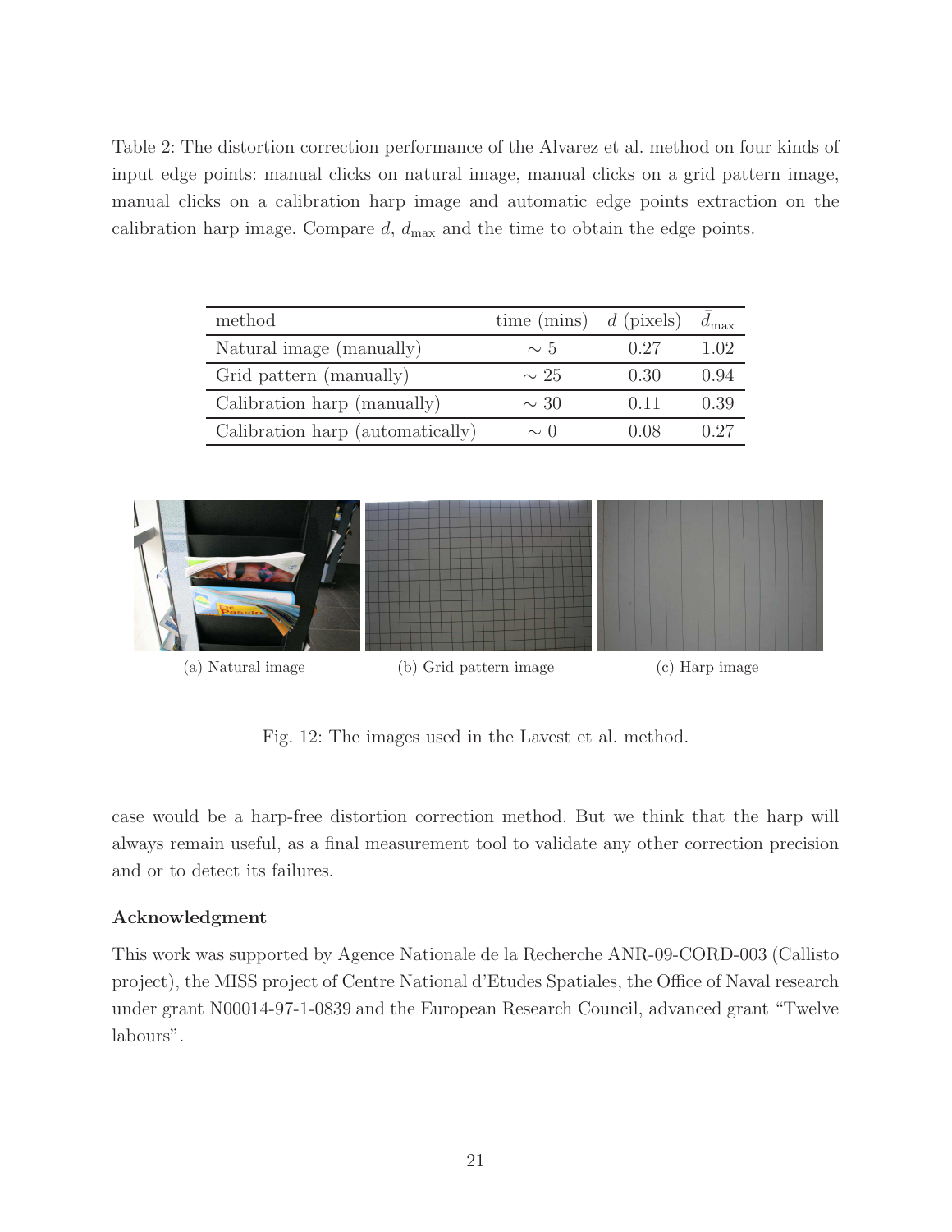Table 2: The distortion correction performance of the Alvarez et al. method on four kinds of input edge points: manual clicks on natural image, manual clicks on a grid pattern image, manual clicks on a calibration harp image and automatic edge points extraction on the calibration harp image. Compare $d$, $d_{\max}$ and the time to obtain the edge points.

| method | time (mins) | $d$ (pixels) | $\bar{d}_{\max}$ |
|---|---|---|---|
| Natural image (manually) | $\sim 5$ | 0.27 | 1.02 |
| Grid pattern (manually) | $\sim 25$ | 0.30 | 0.94 |
| Calibration harp (manually) | $\sim 30$ | 0.11 | 0.39 |
| Calibration harp (automatically) | $\sim 0$ | 0.08 | 0.27 |

(a) Natural image

(b) Grid pattern image

(c) Harp image

Fig. 12: The images used in the Lavest et al. method.

case would be a harp-free distortion correction method. But we think that the harp will always remain useful, as a final measurement tool to validate any other correction precision and or to detect its failures.

**Acknowledgment**

This work was supported by Agence Nationale de la Recherche ANR-09-CORD-003 (Callisto project), the MISS project of Centre National d'Etudes Spatiales, the Office of Naval research under grant N00014-97-1-0839 and the European Research Council, advanced grant "Twelve labours".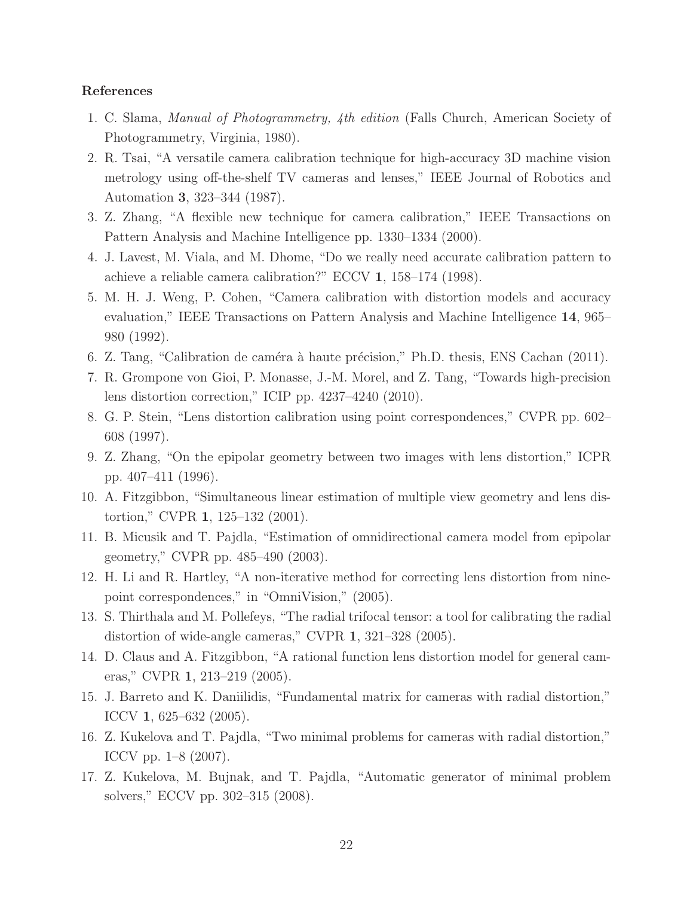## References

1. C. Slama, *Manual of Photogrammetry, 4th edition* (Falls Church, American Society of Photogrammetry, Virginia, 1980).
2. R. Tsai, "A versatile camera calibration technique for high-accuracy 3D machine vision metrology using off-the-shelf TV cameras and lenses," IEEE Journal of Robotics and Automation **3**, 323–344 (1987).
3. Z. Zhang, "A flexible new technique for camera calibration," IEEE Transactions on Pattern Analysis and Machine Intelligence pp. 1330–1334 (2000).
4. J. Lavest, M. Viala, and M. Dhome, "Do we really need accurate calibration pattern to achieve a reliable camera calibration?" ECCV **1**, 158–174 (1998).
5. M. H. J. Weng, P. Cohen, "Camera calibration with distortion models and accuracy evaluation," IEEE Transactions on Pattern Analysis and Machine Intelligence **14**, 965–980 (1992).
6. Z. Tang, "Calibration de caméra à haute précision," Ph.D. thesis, ENS Cachan (2011).
7. R. Grompone von Gioi, P. Monasse, J.-M. Morel, and Z. Tang, "Towards high-precision lens distortion correction," ICIP pp. 4237–4240 (2010).
8. G. P. Stein, "Lens distortion calibration using point correspondences," CVPR pp. 602–608 (1997).
9. Z. Zhang, "On the epipolar geometry between two images with lens distortion," ICPR pp. 407–411 (1996).
10. A. Fitzgibbon, "Simultaneous linear estimation of multiple view geometry and lens distortion," CVPR **1**, 125–132 (2001).
11. B. Micusik and T. Pajdla, "Estimation of omnidirectional camera model from epipolar geometry," CVPR pp. 485–490 (2003).
12. H. Li and R. Hartley, "A non-iterative method for correcting lens distortion from nine-point correspondences," in "OmniVision," (2005).
13. S. Thirthala and M. Pollefeys, "The radial trifocal tensor: a tool for calibrating the radial distortion of wide-angle cameras," CVPR **1**, 321–328 (2005).
14. D. Claus and A. Fitzgibbon, "A rational function lens distortion model for general cameras," CVPR **1**, 213–219 (2005).
15. J. Barreto and K. Daniilidis, "Fundamental matrix for cameras with radial distortion," ICCV **1**, 625–632 (2005).
16. Z. Kukelova and T. Pajdla, "Two minimal problems for cameras with radial distortion," ICCV pp. 1–8 (2007).
17. Z. Kukelova, M. Bujnak, and T. Pajdla, "Automatic generator of minimal problem solvers," ECCV pp. 302–315 (2008).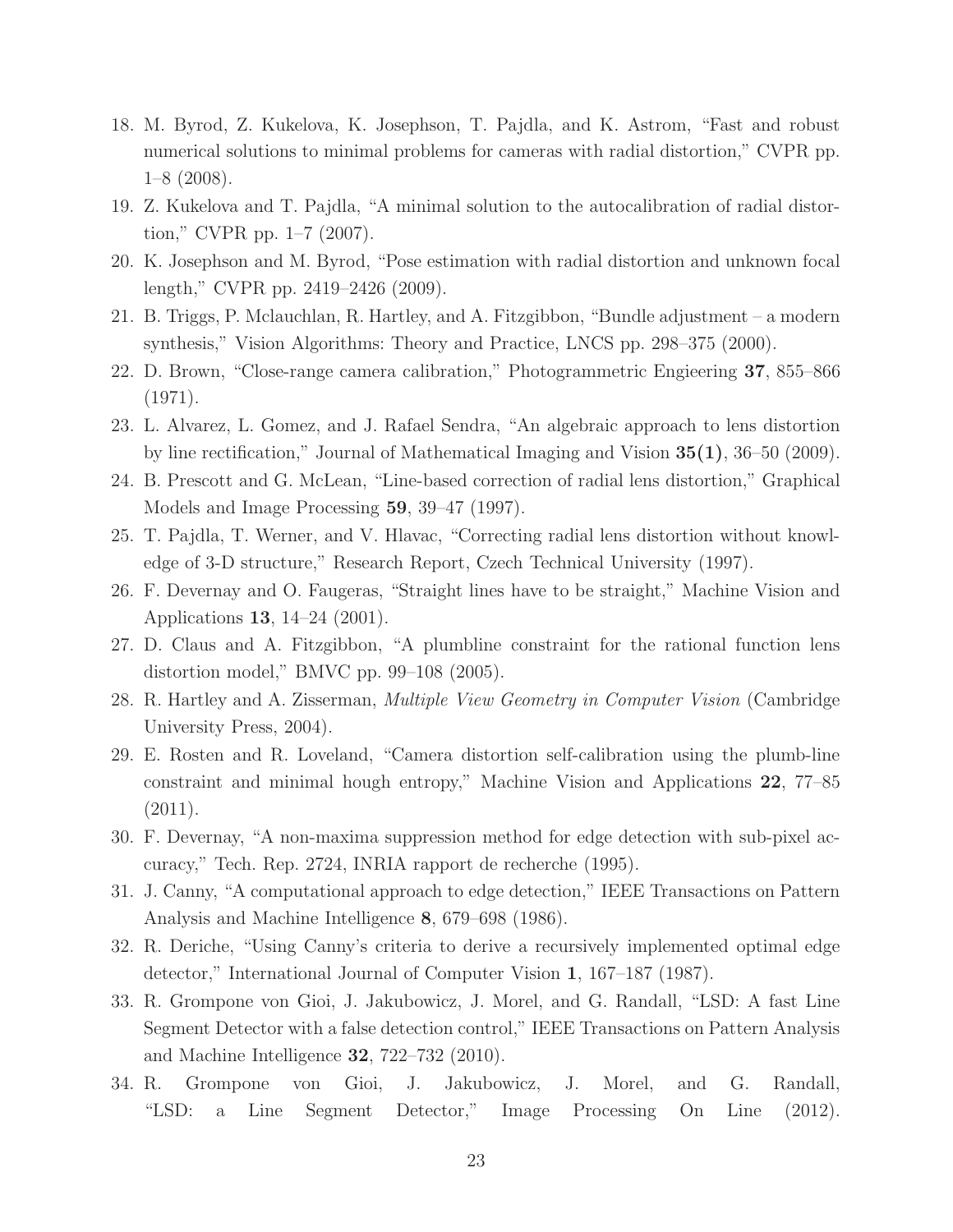18. M. Byrod, Z. Kukelova, K. Josephson, T. Pajdla, and K. Astrom, "Fast and robust numerical solutions to minimal problems for cameras with radial distortion," CVPR pp. 1–8 (2008).
19. Z. Kukelova and T. Pajdla, "A minimal solution to the autocalibration of radial distortion," CVPR pp. 1–7 (2007).
20. K. Josephson and M. Byrod, "Pose estimation with radial distortion and unknown focal length," CVPR pp. 2419–2426 (2009).
21. B. Triggs, P. Mclauchlan, R. Hartley, and A. Fitzgibbon, "Bundle adjustment – a modern synthesis," Vision Algorithms: Theory and Practice, LNCS pp. 298–375 (2000).
22. D. Brown, "Close-range camera calibration," Photogrammetric Engieering **37**, 855–866 (1971).
23. L. Alvarez, L. Gomez, and J. Rafael Sendra, "An algebraic approach to lens distortion by line rectification," Journal of Mathematical Imaging and Vision **35(1)**, 36–50 (2009).
24. B. Prescott and G. McLean, "Line-based correction of radial lens distortion," Graphical Models and Image Processing **59**, 39–47 (1997).
25. T. Pajdla, T. Werner, and V. Hlavac, "Correcting radial lens distortion without knowledge of 3-D structure," Research Report, Czech Technical University (1997).
26. F. Devernay and O. Faugeras, "Straight lines have to be straight," Machine Vision and Applications **13**, 14–24 (2001).
27. D. Claus and A. Fitzgibbon, "A plumbline constraint for the rational function lens distortion model," BMVC pp. 99–108 (2005).
28. R. Hartley and A. Zisserman, *Multiple View Geometry in Computer Vision* (Cambridge University Press, 2004).
29. E. Rosten and R. Loveland, "Camera distortion self-calibration using the plumb-line constraint and minimal hough entropy," Machine Vision and Applications **22**, 77–85 (2011).
30. F. Devernay, "A non-maxima suppression method for edge detection with sub-pixel accuracy," Tech. Rep. 2724, INRIA rapport de recherche (1995).
31. J. Canny, "A computational approach to edge detection," IEEE Transactions on Pattern Analysis and Machine Intelligence **8**, 679–698 (1986).
32. R. Deriche, "Using Canny's criteria to derive a recursively implemented optimal edge detector," International Journal of Computer Vision **1**, 167–187 (1987).
33. R. Grompone von Gioi, J. Jakubowicz, J. Morel, and G. Randall, "LSD: A fast Line Segment Detector with a false detection control," IEEE Transactions on Pattern Analysis and Machine Intelligence **32**, 722–732 (2010).
34. R. Grompone von Gioi, J. Jakubowicz, J. Morel, and G. Randall, "LSD: a Line Segment Detector," Image Processing On Line (2012).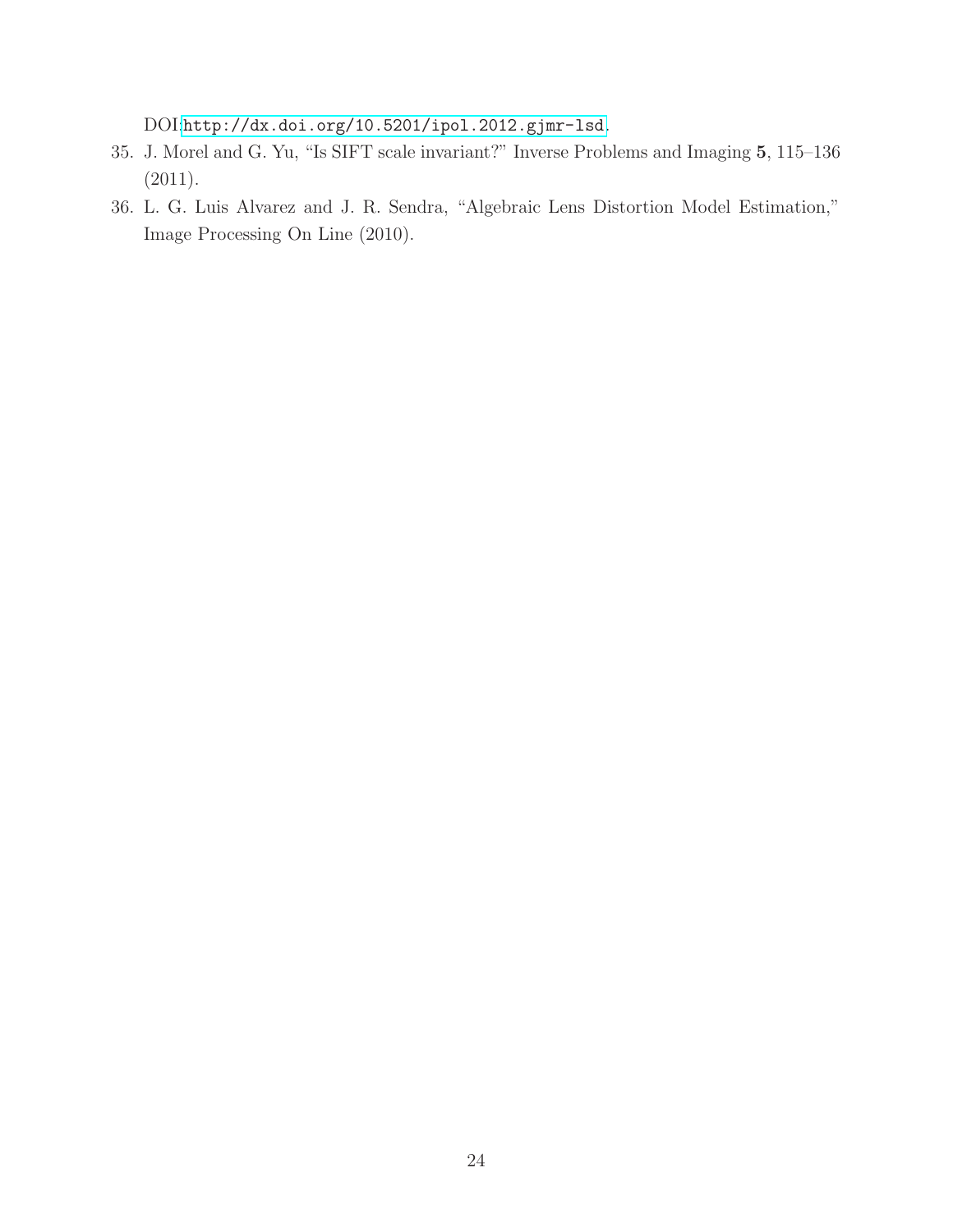DOI:http://dx.doi.org/10.5201/ipol.2012.gjmr-lsd.

35. J. Morel and G. Yu, "Is SIFT scale invariant?" Inverse Problems and Imaging **5**, 115–136 (2011).
36. L. G. Luis Alvarez and J. R. Sendra, "Algebraic Lens Distortion Model Estimation," Image Processing On Line (2010).